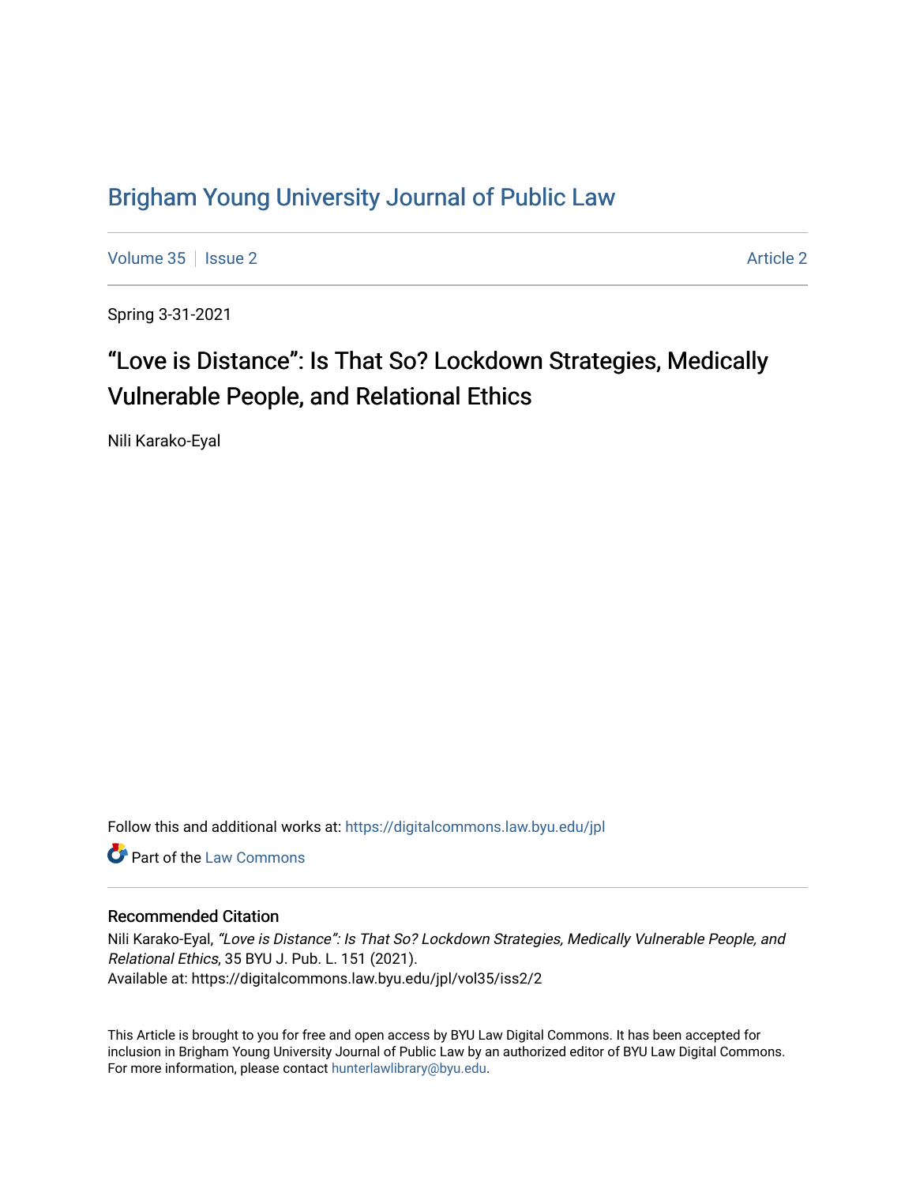# Brigham Young University Journal of Public Law

Volume 35 | Issue 2 | Article 2

Spring 3-31-2021

## "Love is Distance": Is That So? Lockdown Strategies, Medically Vulnerable People, and Relational Ethics

Nili Karako-Eyal

Follow this and additional works at: https://digitalcommons.law.byu.edu/jpl

Part of the Law Commons

### Recommended Citation

Nili Karako-Eyal, *"Love is Distance": Is That So? Lockdown Strategies, Medically Vulnerable People, and Relational Ethics*, 35 BYU J. Pub. L. 151 (2021).
Available at: https://digitalcommons.law.byu.edu/jpl/vol35/iss2/2

This Article is brought to you for free and open access by BYU Law Digital Commons. It has been accepted for inclusion in Brigham Young University Journal of Public Law by an authorized editor of BYU Law Digital Commons. For more information, please contact hunterlawlibrary@byu.edu.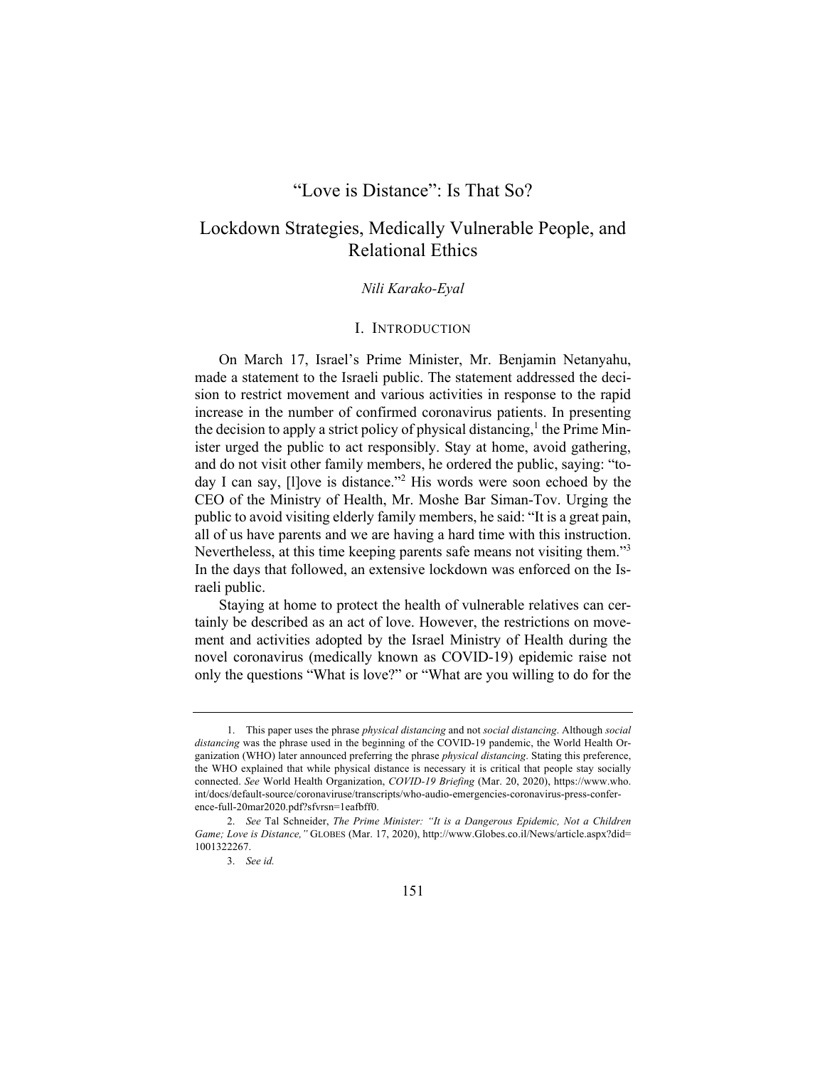# "Love is Distance": Is That So?

## Lockdown Strategies, Medically Vulnerable People, and Relational Ethics

*Nili Karako-Eyal*

### I. INTRODUCTION

On March 17, Israel's Prime Minister, Mr. Benjamin Netanyahu, made a statement to the Israeli public. The statement addressed the decision to restrict movement and various activities in response to the rapid increase in the number of confirmed coronavirus patients. In presenting the decision to apply a strict policy of physical distancing,[1] the Prime Minister urged the public to act responsibly. Stay at home, avoid gathering, and do not visit other family members, he ordered the public, saying: "today I can say, [l]ove is distance."[2] His words were soon echoed by the CEO of the Ministry of Health, Mr. Moshe Bar Siman-Tov. Urging the public to avoid visiting elderly family members, he said: "It is a great pain, all of us have parents and we are having a hard time with this instruction. Nevertheless, at this time keeping parents safe means not visiting them."[3] In the days that followed, an extensive lockdown was enforced on the Israeli public.

Staying at home to protect the health of vulnerable relatives can certainly be described as an act of love. However, the restrictions on movement and activities adopted by the Israel Ministry of Health during the novel coronavirus (medically known as COVID-19) epidemic raise not only the questions "What is love?" or "What are you willing to do for the

---

1. This paper uses the phrase *physical distancing* and not *social distancing*. Although *social distancing* was the phrase used in the beginning of the COVID-19 pandemic, the World Health Organization (WHO) later announced preferring the phrase *physical distancing*. Stating this preference, the WHO explained that while physical distance is necessary it is critical that people stay socially connected. *See* World Health Organization, *COVID-19 Briefing* (Mar. 20, 2020), https://www.who.int/docs/default-source/coronaviruse/transcripts/who-audio-emergencies-coronavirus-press-conference-full-20mar2020.pdf?sfvrsn=1eafbff0.

2. *See* Tal Schneider, *The Prime Minister: "It is a Dangerous Epidemic, Not a Children Game; Love is Distance,"* GLOBES (Mar. 17, 2020), http://www.Globes.co.il/News/article.aspx?did=1001322267.

3. *See id.*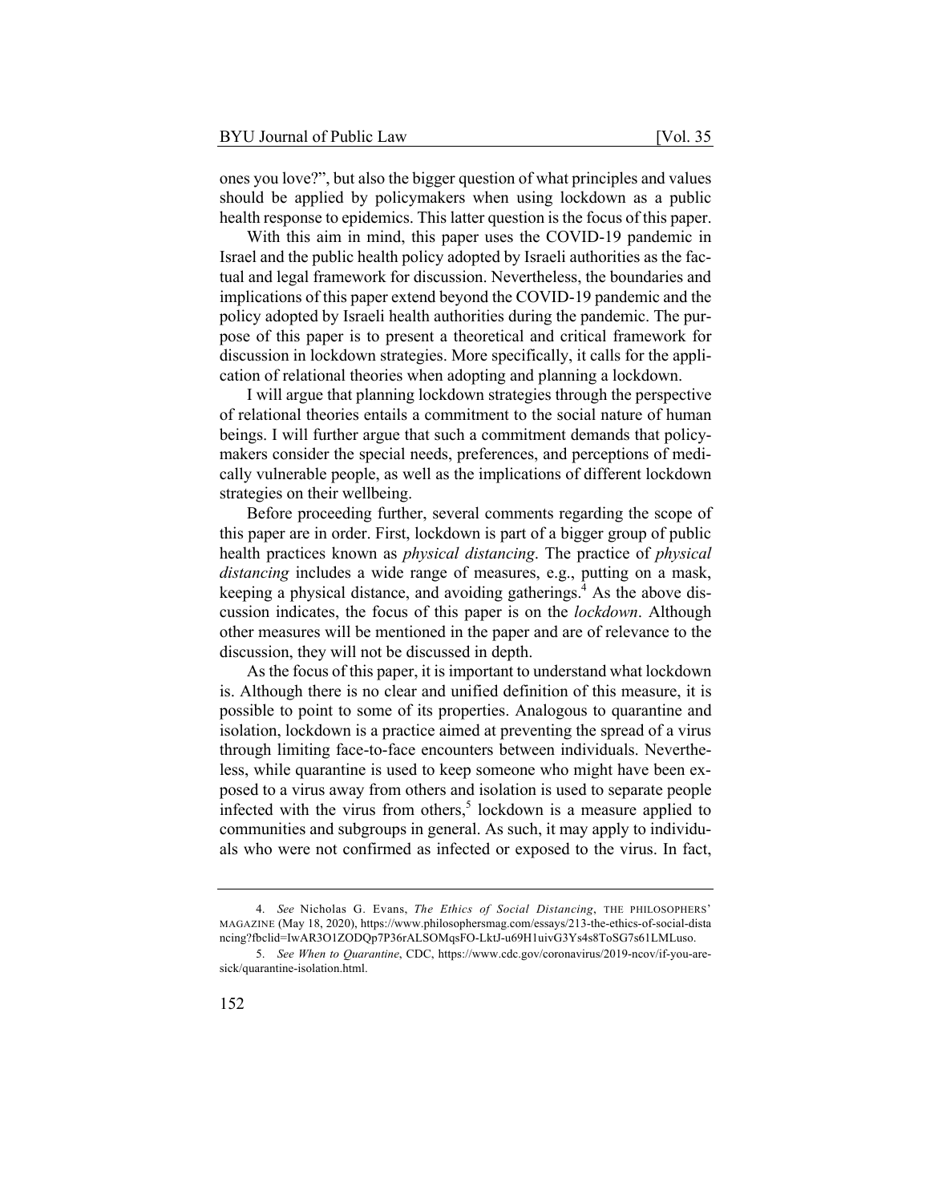ones you love?", but also the bigger question of what principles and values should be applied by policymakers when using lockdown as a public health response to epidemics. This latter question is the focus of this paper.

With this aim in mind, this paper uses the COVID-19 pandemic in Israel and the public health policy adopted by Israeli authorities as the factual and legal framework for discussion. Nevertheless, the boundaries and implications of this paper extend beyond the COVID-19 pandemic and the policy adopted by Israeli health authorities during the pandemic. The purpose of this paper is to present a theoretical and critical framework for discussion in lockdown strategies. More specifically, it calls for the application of relational theories when adopting and planning a lockdown.

I will argue that planning lockdown strategies through the perspective of relational theories entails a commitment to the social nature of human beings. I will further argue that such a commitment demands that policymakers consider the special needs, preferences, and perceptions of medically vulnerable people, as well as the implications of different lockdown strategies on their wellbeing.

Before proceeding further, several comments regarding the scope of this paper are in order. First, lockdown is part of a bigger group of public health practices known as *physical distancing*. The practice of *physical distancing* includes a wide range of measures, e.g., putting on a mask, keeping a physical distance, and avoiding gatherings.[4] As the above discussion indicates, the focus of this paper is on the *lockdown*. Although other measures will be mentioned in the paper and are of relevance to the discussion, they will not be discussed in depth.

As the focus of this paper, it is important to understand what lockdown is. Although there is no clear and unified definition of this measure, it is possible to point to some of its properties. Analogous to quarantine and isolation, lockdown is a practice aimed at preventing the spread of a virus through limiting face-to-face encounters between individuals. Nevertheless, while quarantine is used to keep someone who might have been exposed to a virus away from others and isolation is used to separate people infected with the virus from others,[5] lockdown is a measure applied to communities and subgroups in general. As such, it may apply to individuals who were not confirmed as infected or exposed to the virus. In fact,

---

4. *See* Nicholas G. Evans, *The Ethics of Social Distancing*, THE PHILOSOPHERS' MAGAZINE (May 18, 2020), https://www.philosophersmag.com/essays/213-the-ethics-of-social-distancing?fbclid=IwAR3O1ZODQp7P36rALSOMqsFO-LktJ-u69H1uivG3Ys4s8ToSG7s61LMLuso.

5. *See When to Quarantine*, CDC, https://www.cdc.gov/coronavirus/2019-ncov/if-you-are-sick/quarantine-isolation.html.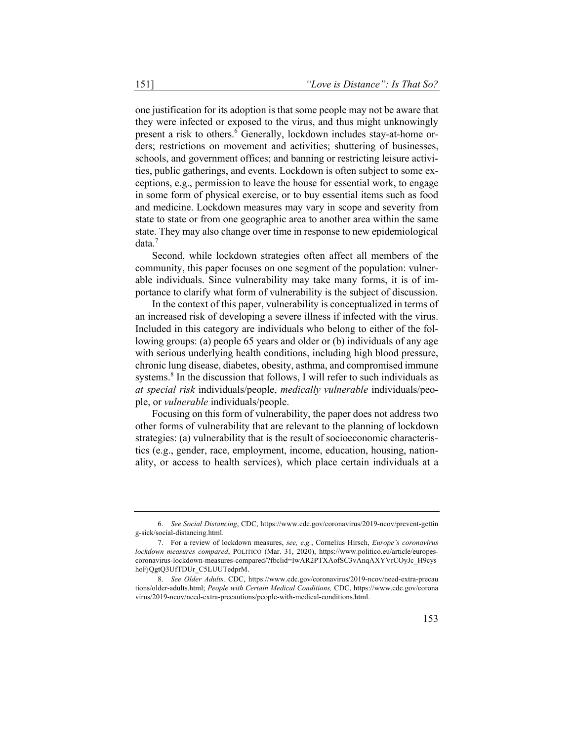one justification for its adoption is that some people may not be aware that they were infected or exposed to the virus, and thus might unknowingly present a risk to others.[6] Generally, lockdown includes stay-at-home orders; restrictions on movement and activities; shuttering of businesses, schools, and government offices; and banning or restricting leisure activities, public gatherings, and events. Lockdown is often subject to some exceptions, e.g., permission to leave the house for essential work, to engage in some form of physical exercise, or to buy essential items such as food and medicine. Lockdown measures may vary in scope and severity from state to state or from one geographic area to another area within the same state. They may also change over time in response to new epidemiological data.[7]

Second, while lockdown strategies often affect all members of the community, this paper focuses on one segment of the population: vulnerable individuals. Since vulnerability may take many forms, it is of importance to clarify what form of vulnerability is the subject of discussion.

In the context of this paper, vulnerability is conceptualized in terms of an increased risk of developing a severe illness if infected with the virus. Included in this category are individuals who belong to either of the following groups: (a) people 65 years and older or (b) individuals of any age with serious underlying health conditions, including high blood pressure, chronic lung disease, diabetes, obesity, asthma, and compromised immune systems.[8] In the discussion that follows, I will refer to such individuals as *at special risk* individuals/people, *medically vulnerable* individuals/people, or *vulnerable* individuals/people.

Focusing on this form of vulnerability, the paper does not address two other forms of vulnerability that are relevant to the planning of lockdown strategies: (a) vulnerability that is the result of socioeconomic characteristics (e.g., gender, race, employment, income, education, housing, nationality, or access to health services), which place certain individuals at a

---

6. *See Social Distancing*, CDC, https://www.cdc.gov/coronavirus/2019-ncov/prevent-getting-sick/social-distancing.html.

7. For a review of lockdown measures, *see, e.g.*, Cornelius Hirsch, *Europe's coronavirus lockdown measures compared*, POLITICO (Mar. 31, 2020), https://www.politico.eu/article/europes-coronavirus-lockdown-measures-compared/?fbclid=IwAR2PTXAofSC3vAnqAXYVrCOyJc_H9cyshoFjQgtQ3UfTDUr_C5LUUTedprM.

8. *See Older Adults,* CDC, https://www.cdc.gov/coronavirus/2019-ncov/need-extra-precautions/older-adults.html; *People with Certain Medical Conditions,* CDC, https://www.cdc.gov/coronavirus/2019-ncov/need-extra-precautions/people-with-medical-conditions.html.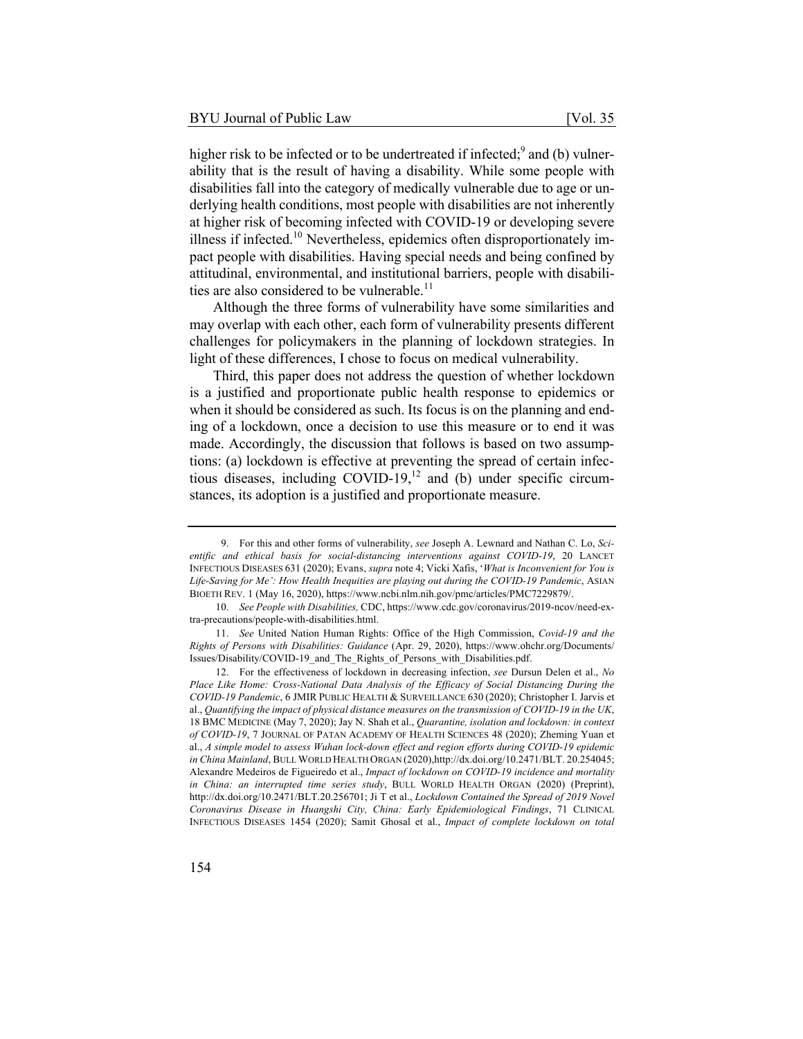higher risk to be infected or to be undertreated if infected;[9] and (b) vulnerability that is the result of having a disability. While some people with disabilities fall into the category of medically vulnerable due to age or underlying health conditions, most people with disabilities are not inherently at higher risk of becoming infected with COVID-19 or developing severe illness if infected.[10] Nevertheless, epidemics often disproportionately impact people with disabilities. Having special needs and being confined by attitudinal, environmental, and institutional barriers, people with disabilities are also considered to be vulnerable.[11]

Although the three forms of vulnerability have some similarities and may overlap with each other, each form of vulnerability presents different challenges for policymakers in the planning of lockdown strategies. In light of these differences, I chose to focus on medical vulnerability.

Third, this paper does not address the question of whether lockdown is a justified and proportionate public health response to epidemics or when it should be considered as such. Its focus is on the planning and ending of a lockdown, once a decision to use this measure or to end it was made. Accordingly, the discussion that follows is based on two assumptions: (a) lockdown is effective at preventing the spread of certain infectious diseases, including COVID-19,[12] and (b) under specific circumstances, its adoption is a justified and proportionate measure.

---

9. For this and other forms of vulnerability, *see* Joseph A. Lewnard and Nathan C. Lo, *Scientific and ethical basis for social-distancing interventions against COVID-19*, 20 LANCET INFECTIOUS DISEASES 631 (2020); Evans, *supra* note 4; Vicki Xafis, '*What is Inconvenient for You is Life-Saving for Me': How Health Inequities are playing out during the COVID-19 Pandemic*, ASIAN BIOETH REV. 1 (May 16, 2020), https://www.ncbi.nlm.nih.gov/pmc/articles/PMC7229879/.

10. *See People with Disabilities,* CDC, https://www.cdc.gov/coronavirus/2019-ncov/need-extra-precautions/people-with-disabilities.html.

11. *See* United Nation Human Rights: Office of the High Commission, *Covid-19 and the Rights of Persons with Disabilities: Guidance* (Apr. 29, 2020), https://www.ohchr.org/Documents/Issues/Disability/COVID-19_and_The_Rights_of_Persons_with_Disabilities.pdf.

12. For the effectiveness of lockdown in decreasing infection, *see* Dursun Delen et al., *No Place Like Home: Cross-National Data Analysis of the Efficacy of Social Distancing During the COVID-19 Pandemic*, 6 JMIR PUBLIC HEALTH & SURVEILLANCE 630 (2020); Christopher I. Jarvis et al., *Quantifying the impact of physical distance measures on the transmission of COVID-19 in the UK*, 18 BMC MEDICINE (May 7, 2020); Jay N. Shah et al., *Quarantine, isolation and lockdown: in context of COVID-19*, 7 JOURNAL OF PATAN ACADEMY OF HEALTH SCIENCES 48 (2020); Zheming Yuan et al., *A simple model to assess Wuhan lock-down effect and region efforts during COVID-19 epidemic in China Mainland*, BULL WORLD HEALTH ORGAN (2020),http://dx.doi.org/10.2471/BLT. 20.254045; Alexandre Medeiros de Figueiredo et al., *Impact of lockdown on COVID-19 incidence and mortality in China: an interrupted time series study*, BULL WORLD HEALTH ORGAN (2020) (Preprint), http://dx.doi.org/10.2471/BLT.20.256701; Ji T et al., *Lockdown Contained the Spread of 2019 Novel Coronavirus Disease in Huangshi City, China: Early Epidemiological Findings*, 71 CLINICAL INFECTIOUS DISEASES 1454 (2020); Samit Ghosal et al., *Impact of complete lockdown on total*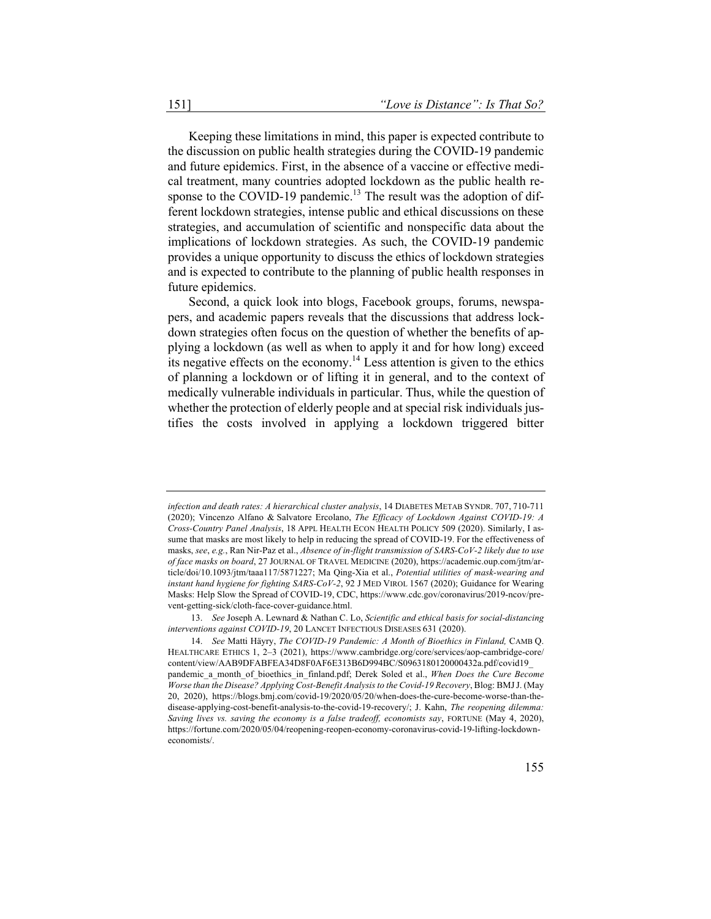Keeping these limitations in mind, this paper is expected contribute to the discussion on public health strategies during the COVID-19 pandemic and future epidemics. First, in the absence of a vaccine or effective medical treatment, many countries adopted lockdown as the public health response to the COVID-19 pandemic.[13] The result was the adoption of different lockdown strategies, intense public and ethical discussions on these strategies, and accumulation of scientific and nonspecific data about the implications of lockdown strategies. As such, the COVID-19 pandemic provides a unique opportunity to discuss the ethics of lockdown strategies and is expected to contribute to the planning of public health responses in future epidemics.

Second, a quick look into blogs, Facebook groups, forums, newspapers, and academic papers reveals that the discussions that address lockdown strategies often focus on the question of whether the benefits of applying a lockdown (as well as when to apply it and for how long) exceed its negative effects on the economy.[14] Less attention is given to the ethics of planning a lockdown or of lifting it in general, and to the context of medically vulnerable individuals in particular. Thus, while the question of whether the protection of elderly people and at special risk individuals justifies the costs involved in applying a lockdown triggered bitter

---

*infection and death rates: A hierarchical cluster analysis*, 14 DIABETES METAB SYNDR. 707, 710-711 (2020); Vincenzo Alfano & Salvatore Ercolano, *The Efficacy of Lockdown Against COVID-19: A Cross-Country Panel Analysis*, 18 APPL HEALTH ECON HEALTH POLICY 509 (2020). Similarly, I assume that masks are most likely to help in reducing the spread of COVID-19. For the effectiveness of masks, *see*, *e.g.*, Ran Nir-Paz et al., *Absence of in-flight transmission of SARS-CoV-2 likely due to use of face masks on board*, 27 JOURNAL OF TRAVEL MEDICINE (2020), https://academic.oup.com/jtm/article/doi/10.1093/jtm/taaa117/5871227; Ma Qing-Xia et al., *Potential utilities of mask-wearing and instant hand hygiene for fighting SARS-CoV-2*, 92 J MED VIROL 1567 (2020); Guidance for Wearing Masks: Help Slow the Spread of COVID-19, CDC, https://www.cdc.gov/coronavirus/2019-ncov/prevent-getting-sick/cloth-face-cover-guidance.html.

13. *See* Joseph A. Lewnard & Nathan C. Lo, *Scientific and ethical basis for social-distancing interventions against COVID-19*, 20 LANCET INFECTIOUS DISEASES 631 (2020).

14. *See* Matti Häyry, *The COVID-19 Pandemic: A Month of Bioethics in Finland,* CAMB Q. HEALTHCARE ETHICS 1, 2–3 (2021), https://www.cambridge.org/core/services/aop-cambridge-core/content/view/AAB9DFABFEA34D8F0AF6E313B6D994BC/S0963180120000432a.pdf/covid19_pandemic_a_month_of_bioethics_in_finland.pdf; Derek Soled et al., *When Does the Cure Become Worse than the Disease? Applying Cost-Benefit Analysis to the Covid-19 Recovery*, Blog: BMJ J. (May 20, 2020), https://blogs.bmj.com/covid-19/2020/05/20/when-does-the-cure-become-worse-than-the-disease-applying-cost-benefit-analysis-to-the-covid-19-recovery/; J. Kahn, *The reopening dilemma: Saving lives vs. saving the economy is a false tradeoff, economists say*, FORTUNE (May 4, 2020), https://fortune.com/2020/05/04/reopening-reopen-economy-coronavirus-covid-19-lifting-lockdown-economists/.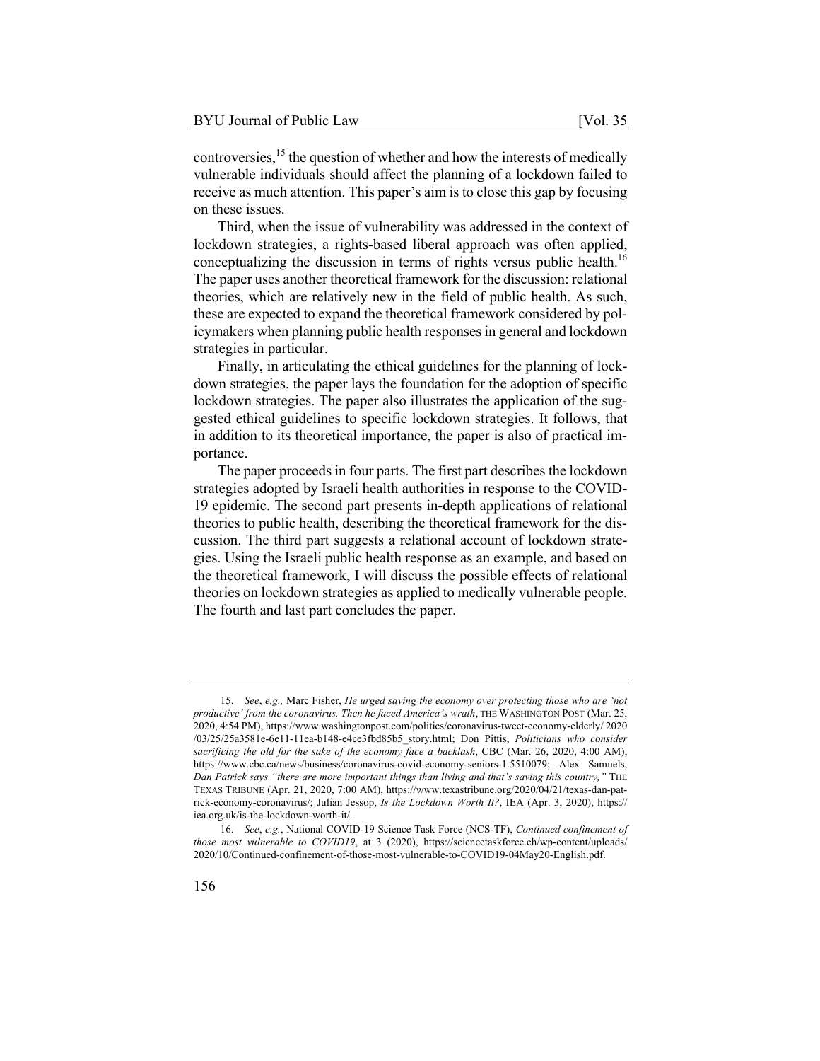controversies,[15] the question of whether and how the interests of medically vulnerable individuals should affect the planning of a lockdown failed to receive as much attention. This paper's aim is to close this gap by focusing on these issues.

Third, when the issue of vulnerability was addressed in the context of lockdown strategies, a rights-based liberal approach was often applied, conceptualizing the discussion in terms of rights versus public health.[16] The paper uses another theoretical framework for the discussion: relational theories, which are relatively new in the field of public health. As such, these are expected to expand the theoretical framework considered by policymakers when planning public health responses in general and lockdown strategies in particular.

Finally, in articulating the ethical guidelines for the planning of lockdown strategies, the paper lays the foundation for the adoption of specific lockdown strategies. The paper also illustrates the application of the suggested ethical guidelines to specific lockdown strategies. It follows, that in addition to its theoretical importance, the paper is also of practical importance.

The paper proceeds in four parts. The first part describes the lockdown strategies adopted by Israeli health authorities in response to the COVID-19 epidemic. The second part presents in-depth applications of relational theories to public health, describing the theoretical framework for the discussion. The third part suggests a relational account of lockdown strategies. Using the Israeli public health response as an example, and based on the theoretical framework, I will discuss the possible effects of relational theories on lockdown strategies as applied to medically vulnerable people. The fourth and last part concludes the paper.

---

15. *See*, *e.g.,* Marc Fisher, *He urged saving the economy over protecting those who are 'not productive' from the coronavirus. Then he faced America's wrath*, THE WASHINGTON POST (Mar. 25, 2020, 4:54 PM), https://www.washingtonpost.com/politics/coronavirus-tweet-economy-elderly/ 2020 /03/25/25a3581e-6e11-11ea-b148-e4ce3fbd85b5_story.html; Don Pittis, *Politicians who consider sacrificing the old for the sake of the economy face a backlash*, CBC (Mar. 26, 2020, 4:00 AM), https://www.cbc.ca/news/business/coronavirus-covid-economy-seniors-1.5510079; Alex Samuels, *Dan Patrick says "there are more important things than living and that's saving this country,"* THE TEXAS TRIBUNE (Apr. 21, 2020, 7:00 AM), https://www.texastribune.org/2020/04/21/texas-dan-patrick-economy-coronavirus/; Julian Jessop, *Is the Lockdown Worth It?*, IEA (Apr. 3, 2020), https:// iea.org.uk/is-the-lockdown-worth-it/.

16. *See*, *e.g.*, National COVID-19 Science Task Force (NCS-TF), *Continued confinement of those most vulnerable to COVID19*, at 3 (2020), https://sciencetaskforce.ch/wp-content/uploads/ 2020/10/Continued-confinement-of-those-most-vulnerable-to-COVID19-04May20-English.pdf.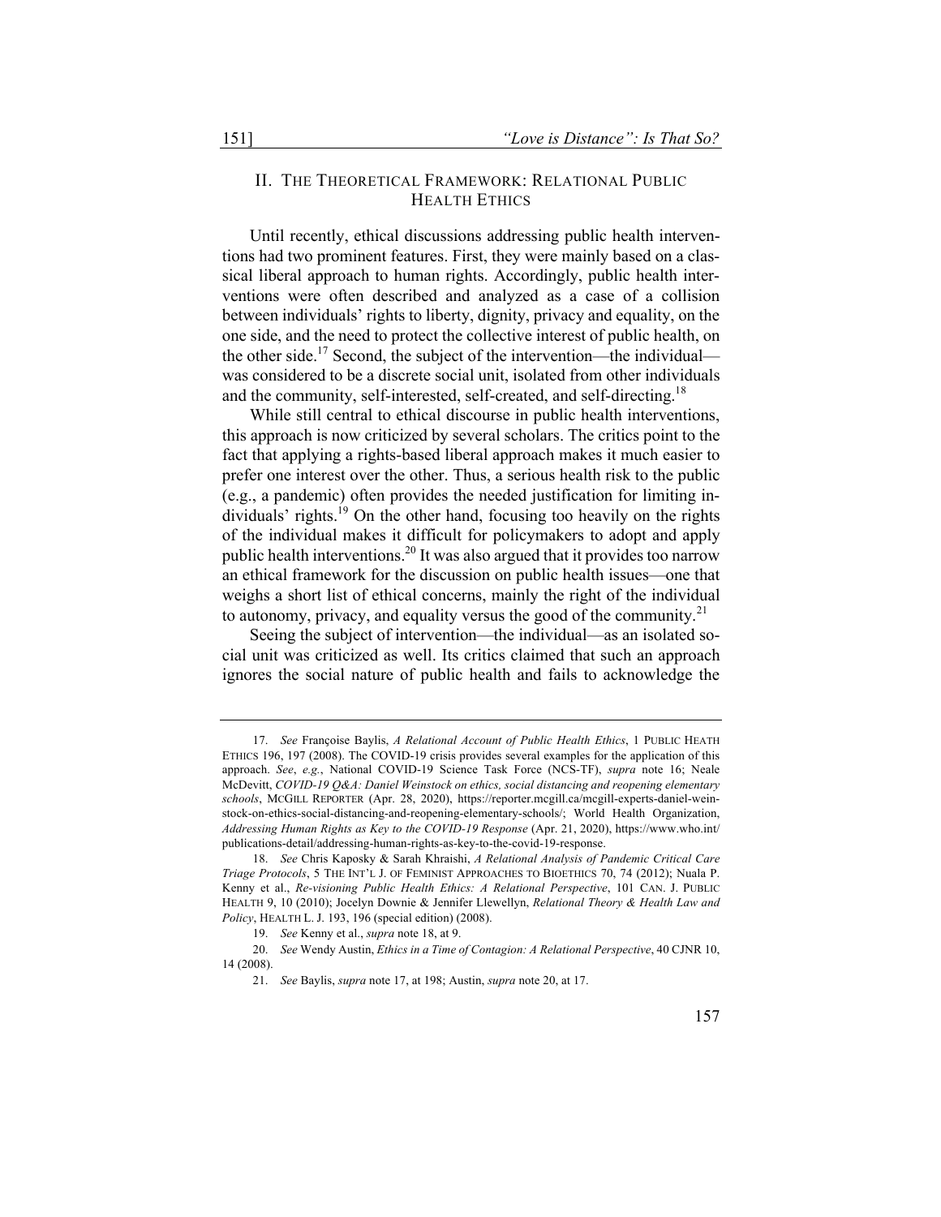## II. The Theoretical Framework: Relational Public Health Ethics

Until recently, ethical discussions addressing public health interventions had two prominent features. First, they were mainly based on a classical liberal approach to human rights. Accordingly, public health interventions were often described and analyzed as a case of a collision between individuals' rights to liberty, dignity, privacy and equality, on the one side, and the need to protect the collective interest of public health, on the other side.[17] Second, the subject of the intervention—the individual—was considered to be a discrete social unit, isolated from other individuals and the community, self-interested, self-created, and self-directing.[18]

While still central to ethical discourse in public health interventions, this approach is now criticized by several scholars. The critics point to the fact that applying a rights-based liberal approach makes it much easier to prefer one interest over the other. Thus, a serious health risk to the public (e.g., a pandemic) often provides the needed justification for limiting individuals' rights.[19] On the other hand, focusing too heavily on the rights of the individual makes it difficult for policymakers to adopt and apply public health interventions.[20] It was also argued that it provides too narrow an ethical framework for the discussion on public health issues—one that weighs a short list of ethical concerns, mainly the right of the individual to autonomy, privacy, and equality versus the good of the community.[21]

Seeing the subject of intervention—the individual—as an isolated social unit was criticized as well. Its critics claimed that such an approach ignores the social nature of public health and fails to acknowledge the

---

17. *See* Françoise Baylis, *A Relational Account of Public Health Ethics*, 1 PUBLIC HEATH ETHICS 196, 197 (2008). The COVID-19 crisis provides several examples for the application of this approach. *See*, *e.g.*, National COVID-19 Science Task Force (NCS-TF), *supra* note 16; Neale McDevitt, *COVID-19 Q&A: Daniel Weinstock on ethics, social distancing and reopening elementary schools*, MCGILL REPORTER (Apr. 28, 2020), https://reporter.mcgill.ca/mcgill-experts-daniel-weinstock-on-ethics-social-distancing-and-reopening-elementary-schools/; World Health Organization, *Addressing Human Rights as Key to the COVID-19 Response* (Apr. 21, 2020), https://www.who.int/publications-detail/addressing-human-rights-as-key-to-the-covid-19-response.

18. *See* Chris Kaposky & Sarah Khraishi, *A Relational Analysis of Pandemic Critical Care Triage Protocols*, 5 THE INT'L J. OF FEMINIST APPROACHES TO BIOETHICS 70, 74 (2012); Nuala P. Kenny et al., *Re-visioning Public Health Ethics: A Relational Perspective*, 101 CAN. J. PUBLIC HEALTH 9, 10 (2010); Jocelyn Downie & Jennifer Llewellyn, *Relational Theory & Health Law and Policy*, HEALTH L. J. 193, 196 (special edition) (2008).

19. *See* Kenny et al., *supra* note 18, at 9.

20. *See* Wendy Austin, *Ethics in a Time of Contagion: A Relational Perspective*, 40 CJNR 10, 14 (2008).

21. *See* Baylis, *supra* note 17, at 198; Austin, *supra* note 20, at 17.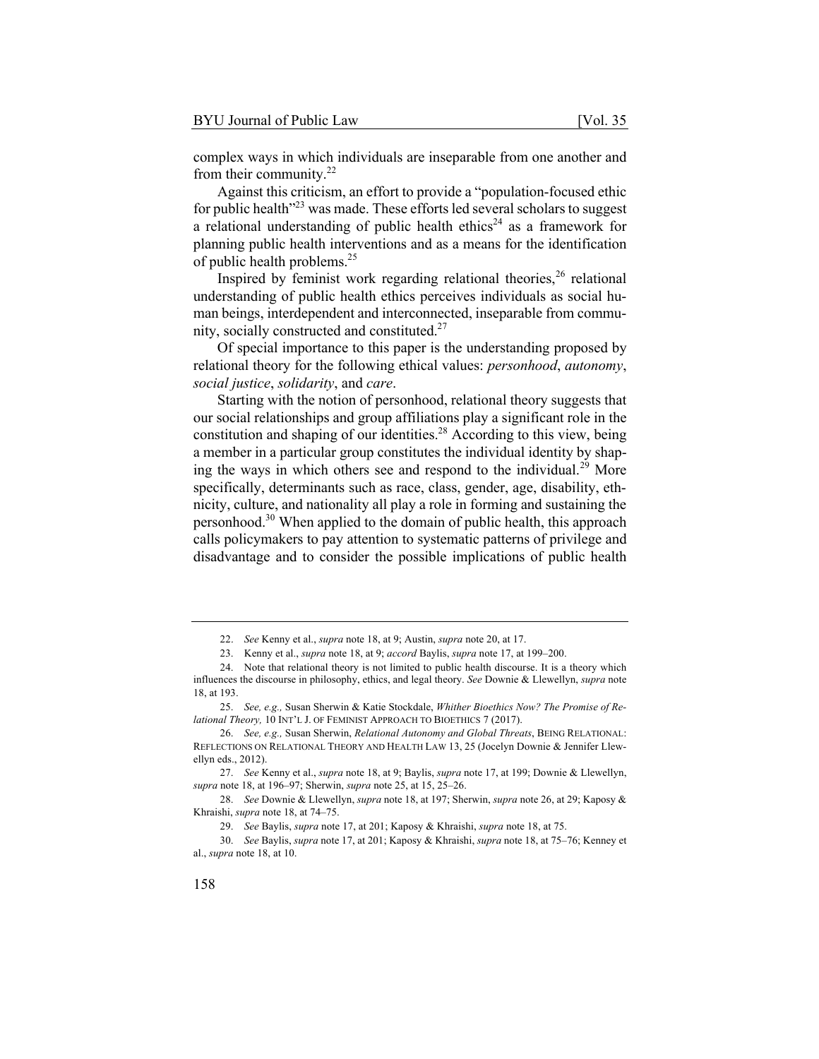complex ways in which individuals are inseparable from one another and from their community.[22]

Against this criticism, an effort to provide a "population-focused ethic for public health"[23] was made. These efforts led several scholars to suggest a relational understanding of public health ethics[24] as a framework for planning public health interventions and as a means for the identification of public health problems.[25]

Inspired by feminist work regarding relational theories,[26] relational understanding of public health ethics perceives individuals as social human beings, interdependent and interconnected, inseparable from community, socially constructed and constituted.[27]

Of special importance to this paper is the understanding proposed by relational theory for the following ethical values: *personhood*, *autonomy*, *social justice*, *solidarity*, and *care*.

Starting with the notion of personhood, relational theory suggests that our social relationships and group affiliations play a significant role in the constitution and shaping of our identities.[28] According to this view, being a member in a particular group constitutes the individual identity by shaping the ways in which others see and respond to the individual.[29] More specifically, determinants such as race, class, gender, age, disability, ethnicity, culture, and nationality all play a role in forming and sustaining the personhood.[30] When applied to the domain of public health, this approach calls policymakers to pay attention to systematic patterns of privilege and disadvantage and to consider the possible implications of public health

---

22. *See* Kenny et al., *supra* note 18, at 9; Austin, *supra* note 20, at 17.

23. Kenny et al., *supra* note 18, at 9; *accord* Baylis, *supra* note 17, at 199–200.

24. Note that relational theory is not limited to public health discourse. It is a theory which influences the discourse in philosophy, ethics, and legal theory. *See* Downie & Llewellyn, *supra* note 18, at 193.

25. *See, e.g.,* Susan Sherwin & Katie Stockdale, *Whither Bioethics Now? The Promise of Relational Theory,* 10 INT'L J. OF FEMINIST APPROACH TO BIOETHICS 7 (2017).

26. *See, e.g.,* Susan Sherwin, *Relational Autonomy and Global Threats*, BEING RELATIONAL: REFLECTIONS ON RELATIONAL THEORY AND HEALTH LAW 13, 25 (Jocelyn Downie & Jennifer Llewellyn eds., 2012).

27. *See* Kenny et al., *supra* note 18, at 9; Baylis, *supra* note 17, at 199; Downie & Llewellyn, *supra* note 18, at 196–97; Sherwin, *supra* note 25, at 15, 25–26.

28. *See* Downie & Llewellyn, *supra* note 18, at 197; Sherwin, *supra* note 26, at 29; Kaposy & Khraishi, *supra* note 18, at 74–75.

29. *See* Baylis, *supra* note 17, at 201; Kaposy & Khraishi, *supra* note 18, at 75.

30. *See* Baylis, *supra* note 17, at 201; Kaposy & Khraishi, *supra* note 18, at 75–76; Kenney et al., *supra* note 18, at 10.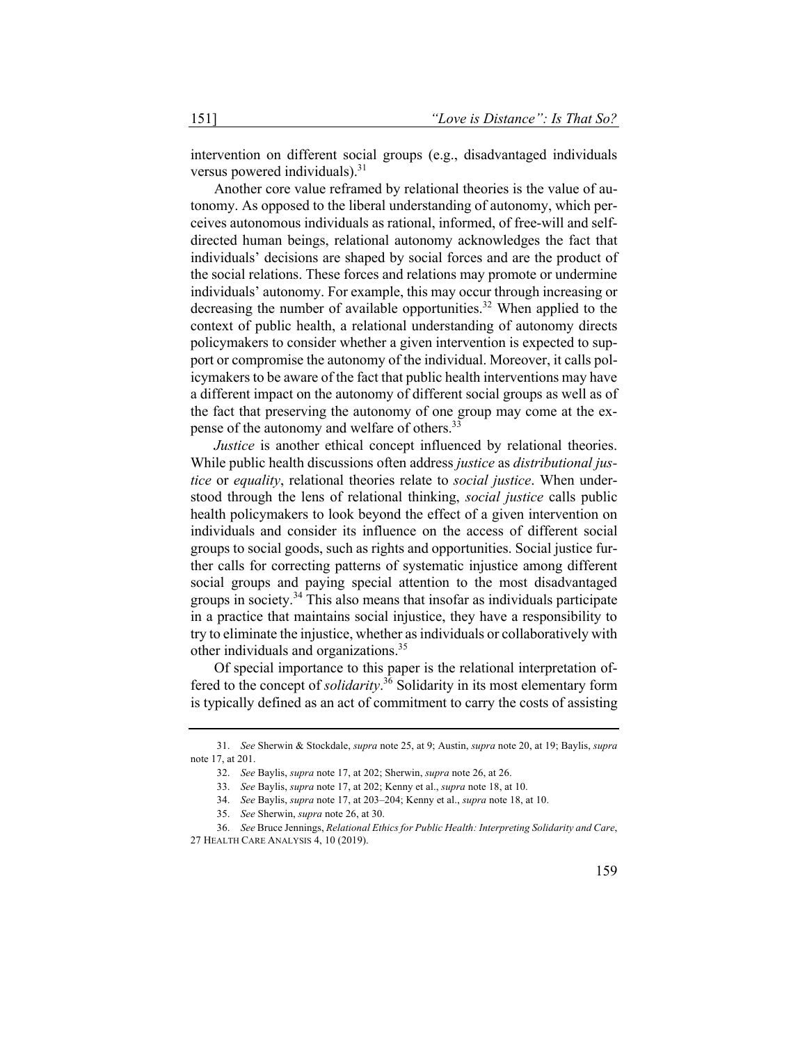intervention on different social groups (e.g., disadvantaged individuals versus powered individuals).[31]

Another core value reframed by relational theories is the value of autonomy. As opposed to the liberal understanding of autonomy, which perceives autonomous individuals as rational, informed, of free-will and self-directed human beings, relational autonomy acknowledges the fact that individuals' decisions are shaped by social forces and are the product of the social relations. These forces and relations may promote or undermine individuals' autonomy. For example, this may occur through increasing or decreasing the number of available opportunities.[32] When applied to the context of public health, a relational understanding of autonomy directs policymakers to consider whether a given intervention is expected to support or compromise the autonomy of the individual. Moreover, it calls policymakers to be aware of the fact that public health interventions may have a different impact on the autonomy of different social groups as well as of the fact that preserving the autonomy of one group may come at the expense of the autonomy and welfare of others.[33]

*Justice* is another ethical concept influenced by relational theories. While public health discussions often address *justice* as *distributional justice* or *equality*, relational theories relate to *social justice*. When understood through the lens of relational thinking, *social justice* calls public health policymakers to look beyond the effect of a given intervention on individuals and consider its influence on the access of different social groups to social goods, such as rights and opportunities. Social justice further calls for correcting patterns of systematic injustice among different social groups and paying special attention to the most disadvantaged groups in society.[34] This also means that insofar as individuals participate in a practice that maintains social injustice, they have a responsibility to try to eliminate the injustice, whether as individuals or collaboratively with other individuals and organizations.[35]

Of special importance to this paper is the relational interpretation offered to the concept of *solidarity*.[36] Solidarity in its most elementary form is typically defined as an act of commitment to carry the costs of assisting

---

31. *See* Sherwin & Stockdale, *supra* note 25, at 9; Austin, *supra* note 20, at 19; Baylis, *supra* note 17, at 201.

32. *See* Baylis, *supra* note 17, at 202; Sherwin, *supra* note 26, at 26.

33. *See* Baylis, *supra* note 17, at 202; Kenny et al., *supra* note 18, at 10.

34. *See* Baylis, *supra* note 17, at 203–204; Kenny et al., *supra* note 18, at 10.

35. *See* Sherwin, *supra* note 26, at 30.

36. *See* Bruce Jennings, *Relational Ethics for Public Health: Interpreting Solidarity and Care*, 27 HEALTH CARE ANALYSIS 4, 10 (2019).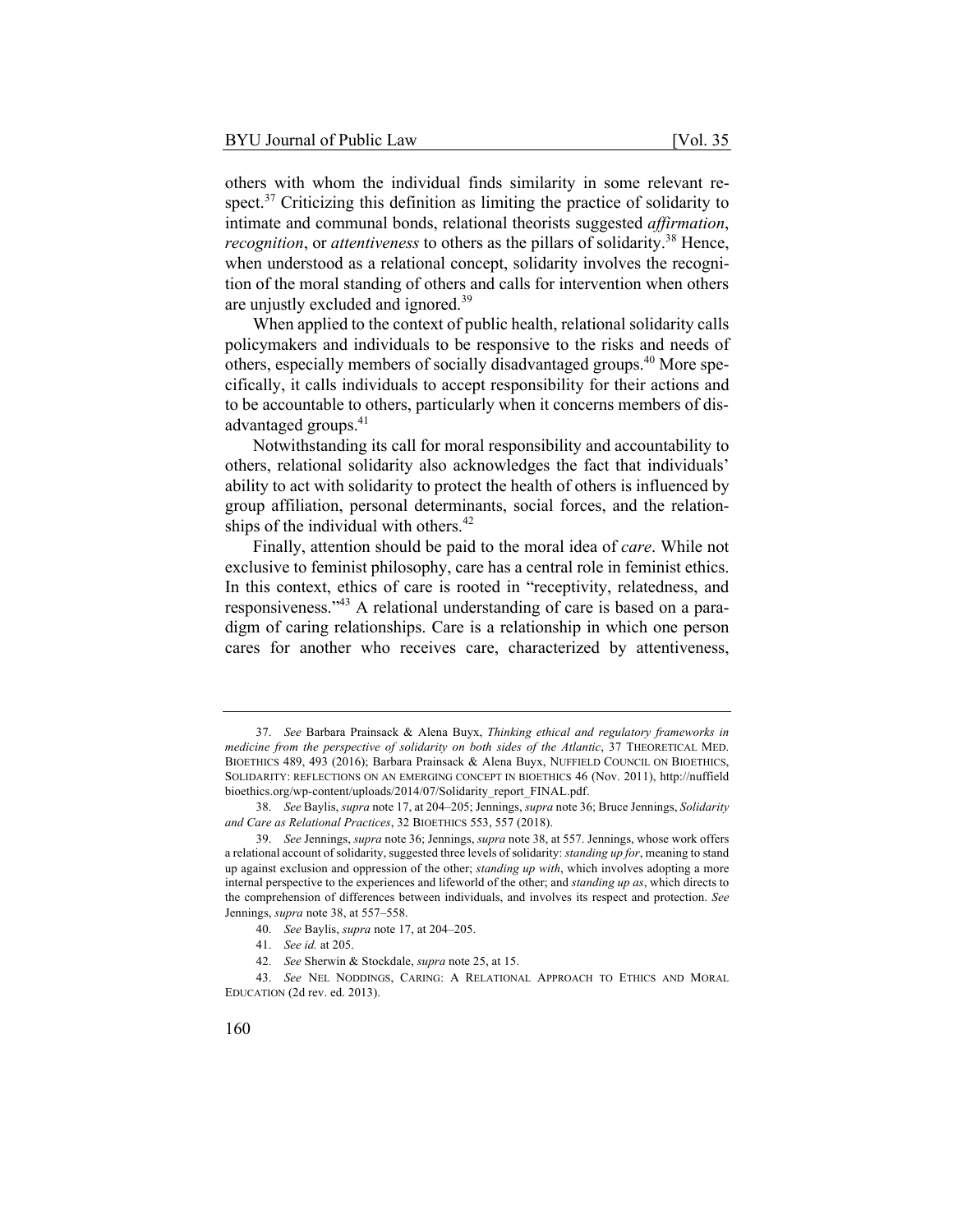others with whom the individual finds similarity in some relevant respect.[37] Criticizing this definition as limiting the practice of solidarity to intimate and communal bonds, relational theorists suggested *affirmation*, *recognition*, or *attentiveness* to others as the pillars of solidarity.[38] Hence, when understood as a relational concept, solidarity involves the recognition of the moral standing of others and calls for intervention when others are unjustly excluded and ignored.[39]

When applied to the context of public health, relational solidarity calls policymakers and individuals to be responsive to the risks and needs of others, especially members of socially disadvantaged groups.[40] More specifically, it calls individuals to accept responsibility for their actions and to be accountable to others, particularly when it concerns members of disadvantaged groups.[41]

Notwithstanding its call for moral responsibility and accountability to others, relational solidarity also acknowledges the fact that individuals' ability to act with solidarity to protect the health of others is influenced by group affiliation, personal determinants, social forces, and the relationships of the individual with others.[42]

Finally, attention should be paid to the moral idea of *care*. While not exclusive to feminist philosophy, care has a central role in feminist ethics. In this context, ethics of care is rooted in "receptivity, relatedness, and responsiveness."[43] A relational understanding of care is based on a paradigm of caring relationships. Care is a relationship in which one person cares for another who receives care, characterized by attentiveness,

---

37. *See* Barbara Prainsack & Alena Buyx, *Thinking ethical and regulatory frameworks in medicine from the perspective of solidarity on both sides of the Atlantic*, 37 THEORETICAL MED. BIOETHICS 489, 493 (2016); Barbara Prainsack & Alena Buyx, NUFFIELD COUNCIL ON BIOETHICS, SOLIDARITY: REFLECTIONS ON AN EMERGING CONCEPT IN BIOETHICS 46 (Nov. 2011), http://nuffieldbioethics.org/wp-content/uploads/2014/07/Solidarity_report_FINAL.pdf.

38. *See* Baylis, *supra* note 17, at 204–205; Jennings, *supra* note 36; Bruce Jennings, *Solidarity and Care as Relational Practices*, 32 BIOETHICS 553, 557 (2018).

39. *See* Jennings, *supra* note 36; Jennings, *supra* note 38, at 557. Jennings, whose work offers a relational account of solidarity, suggested three levels of solidarity: *standing up for*, meaning to stand up against exclusion and oppression of the other; *standing up with*, which involves adopting a more internal perspective to the experiences and lifeworld of the other; and *standing up as*, which directs to the comprehension of differences between individuals, and involves its respect and protection. *See* Jennings, *supra* note 38, at 557–558.

40. *See* Baylis, *supra* note 17, at 204–205.

41. *See id.* at 205.

42. *See* Sherwin & Stockdale, *supra* note 25, at 15.

43. *See* NEL NODDINGS, CARING: A RELATIONAL APPROACH TO ETHICS AND MORAL EDUCATION (2d rev. ed. 2013).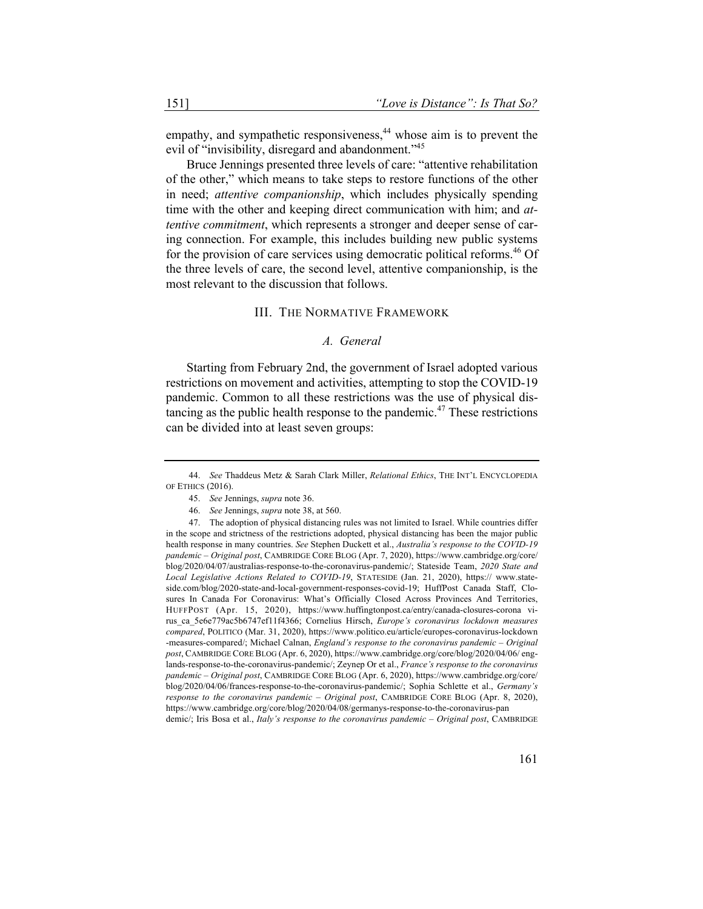empathy, and sympathetic responsiveness,[44] whose aim is to prevent the evil of "invisibility, disregard and abandonment."[45]

Bruce Jennings presented three levels of care: "attentive rehabilitation of the other," which means to take steps to restore functions of the other in need; *attentive companionship*, which includes physically spending time with the other and keeping direct communication with him; and *attentive commitment*, which represents a stronger and deeper sense of caring connection. For example, this includes building new public systems for the provision of care services using democratic political reforms.[46] Of the three levels of care, the second level, attentive companionship, is the most relevant to the discussion that follows.

## III. The Normative Framework

### *A. General*

Starting from February 2nd, the government of Israel adopted various restrictions on movement and activities, attempting to stop the COVID-19 pandemic. Common to all these restrictions was the use of physical distancing as the public health response to the pandemic.[47] These restrictions can be divided into at least seven groups:

---

44. *See* Thaddeus Metz & Sarah Clark Miller, *Relational Ethics*, The Int'l Encyclopedia of Ethics (2016).

45. *See* Jennings, *supra* note 36.

46. *See* Jennings, *supra* note 38, at 560.

47. The adoption of physical distancing rules was not limited to Israel. While countries differ in the scope and strictness of the restrictions adopted, physical distancing has been the major public health response in many countries. *See* Stephen Duckett et al., *Australia's response to the COVID-19 pandemic – Original post*, Cambridge Core Blog (Apr. 7, 2020), https://www.cambridge.org/core/blog/2020/04/07/australias-response-to-the-coronavirus-pandemic/; Stateside Team, *2020 State and Local Legislative Actions Related to COVID-19*, Stateside (Jan. 21, 2020), https:// www.stateside.com/blog/2020-state-and-local-government-responses-covid-19; HuffPost Canada Staff, Closures In Canada For Coronavirus: What's Officially Closed Across Provinces And Territories, HuffPost (Apr. 15, 2020), https://www.huffingtonpost.ca/entry/canada-closures-corona virus_ca_5e6e779ac5b6747ef11f4366; Cornelius Hirsch, *Europe's coronavirus lockdown measures compared*, Politico (Mar. 31, 2020), https://www.politico.eu/article/europes-coronavirus-lockdown -measures-compared/; Michael Calnan, *England's response to the coronavirus pandemic – Original post*, Cambridge Core Blog (Apr. 6, 2020), https://www.cambridge.org/core/blog/2020/04/06/ englands-response-to-the-coronavirus-pandemic/; Zeynep Or et al., *France's response to the coronavirus pandemic – Original post*, Cambridge Core Blog (Apr. 6, 2020), https://www.cambridge.org/core/blog/2020/04/06/frances-response-to-the-coronavirus-pandemic/; Sophia Schlette et al., *Germany's response to the coronavirus pandemic – Original post*, Cambridge Core Blog (Apr. 8, 2020), https://www.cambridge.org/core/blog/2020/04/08/germanys-response-to-the-coronavirus-pan demic/; Iris Bosa et al., *Italy's response to the coronavirus pandemic – Original post*, Cambridge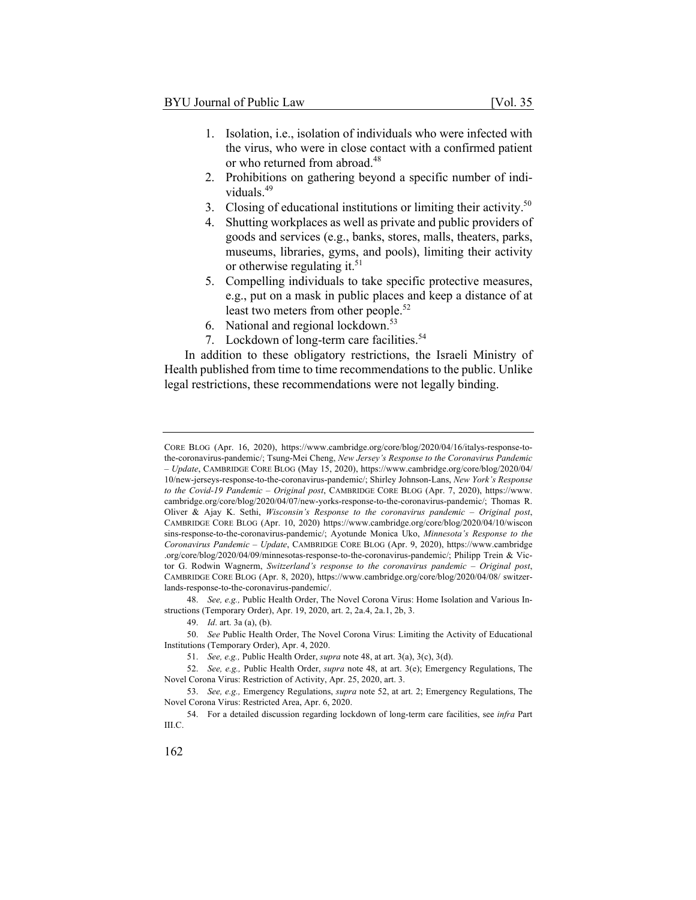1. Isolation, i.e., isolation of individuals who were infected with the virus, who were in close contact with a confirmed patient or who returned from abroad.[48]
2. Prohibitions on gathering beyond a specific number of individuals.[49]
3. Closing of educational institutions or limiting their activity.[50]
4. Shutting workplaces as well as private and public providers of goods and services (e.g., banks, stores, malls, theaters, parks, museums, libraries, gyms, and pools), limiting their activity or otherwise regulating it.[51]
5. Compelling individuals to take specific protective measures, e.g., put on a mask in public places and keep a distance of at least two meters from other people.[52]
6. National and regional lockdown.[53]
7. Lockdown of long-term care facilities.[54]

In addition to these obligatory restrictions, the Israeli Ministry of Health published from time to time recommendations to the public. Unlike legal restrictions, these recommendations were not legally binding.

---

CORE BLOG (Apr. 16, 2020), https://www.cambridge.org/core/blog/2020/04/16/italys-response-to-the-coronavirus-pandemic/; Tsung-Mei Cheng, *New Jersey's Response to the Coronavirus Pandemic – Update*, CAMBRIDGE CORE BLOG (May 15, 2020), https://www.cambridge.org/core/blog/2020/04/10/new-jerseys-response-to-the-coronavirus-pandemic/; Shirley Johnson-Lans, *New York's Response to the Covid-19 Pandemic – Original post*, CAMBRIDGE CORE BLOG (Apr. 7, 2020), https://www.cambridge.org/core/blog/2020/04/07/new-yorks-response-to-the-coronavirus-pandemic/; Thomas R. Oliver & Ajay K. Sethi, *Wisconsin's Response to the coronavirus pandemic – Original post*, CAMBRIDGE CORE BLOG (Apr. 10, 2020) https://www.cambridge.org/core/blog/2020/04/10/wisconsins-response-to-the-coronavirus-pandemic/; Ayotunde Monica Uko, *Minnesota's Response to the Coronavirus Pandemic – Update*, CAMBRIDGE CORE BLOG (Apr. 9, 2020), https://www.cambridge.org/core/blog/2020/04/09/minnesotas-response-to-the-coronavirus-pandemic/; Philipp Trein & Victor G. Rodwin Wagnerm, *Switzerland's response to the coronavirus pandemic – Original post*, CAMBRIDGE CORE BLOG (Apr. 8, 2020), https://www.cambridge.org/core/blog/2020/04/08/ switzerlands-response-to-the-coronavirus-pandemic/.

48. *See, e.g.,* Public Health Order, The Novel Corona Virus: Home Isolation and Various Instructions (Temporary Order), Apr. 19, 2020, art. 2, 2a.4, 2a.1, 2b, 3.

49. *Id*. art. 3a (a), (b).

50. *See* Public Health Order, The Novel Corona Virus: Limiting the Activity of Educational Institutions (Temporary Order), Apr. 4, 2020.

51. *See, e.g.,* Public Health Order, *supra* note 48, at art. 3(a), 3(c), 3(d).

52. *See, e.g.,* Public Health Order, *supra* note 48, at art. 3(e); Emergency Regulations, The Novel Corona Virus: Restriction of Activity, Apr. 25, 2020, art. 3.

53. *See, e.g.,* Emergency Regulations, *supra* note 52, at art. 2; Emergency Regulations, The Novel Corona Virus: Restricted Area, Apr. 6, 2020.

54. For a detailed discussion regarding lockdown of long-term care facilities, see *infra* Part III.C.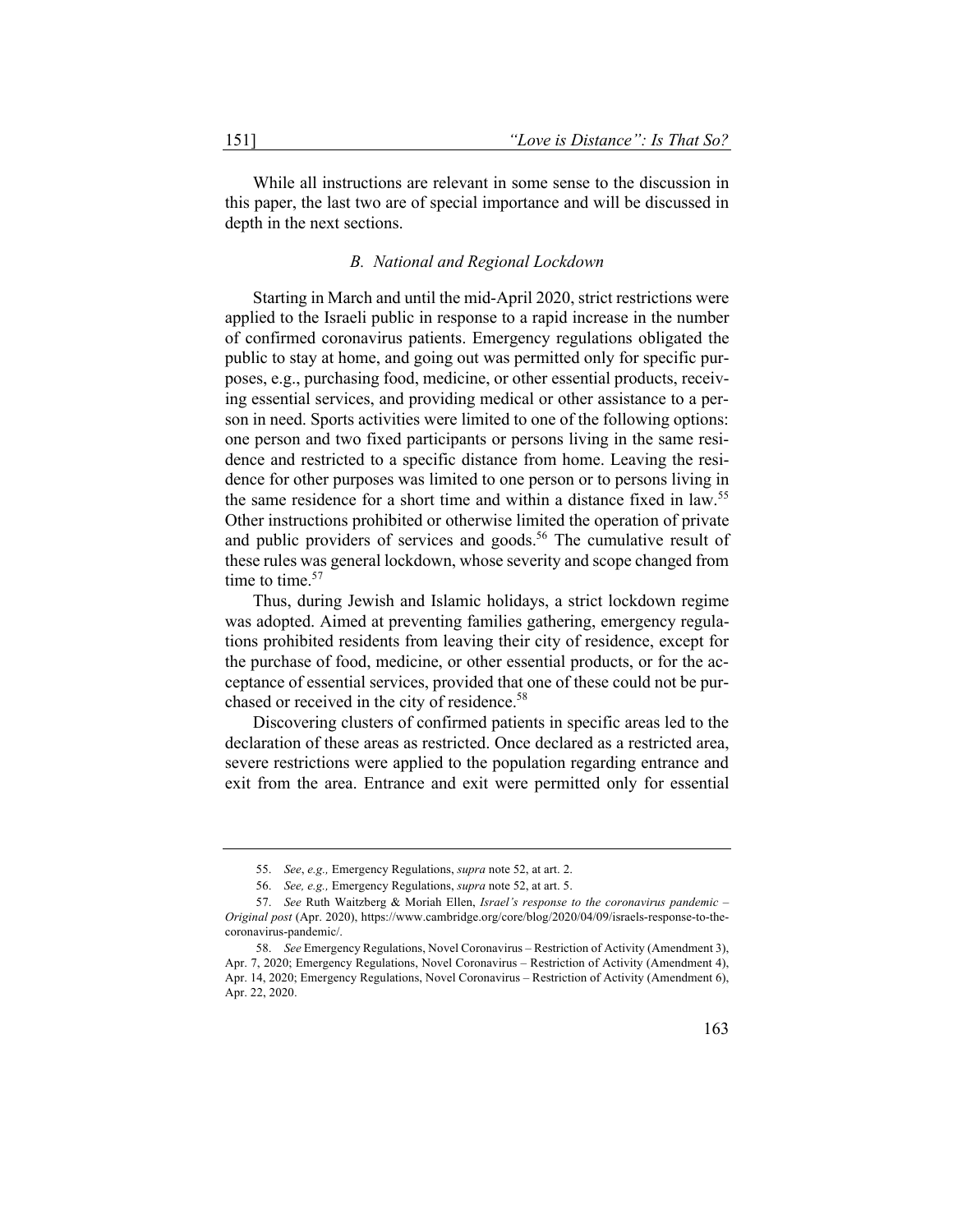While all instructions are relevant in some sense to the discussion in this paper, the last two are of special importance and will be discussed in depth in the next sections.

### *B. National and Regional Lockdown*

Starting in March and until the mid-April 2020, strict restrictions were applied to the Israeli public in response to a rapid increase in the number of confirmed coronavirus patients. Emergency regulations obligated the public to stay at home, and going out was permitted only for specific purposes, e.g., purchasing food, medicine, or other essential products, receiving essential services, and providing medical or other assistance to a person in need. Sports activities were limited to one of the following options: one person and two fixed participants or persons living in the same residence and restricted to a specific distance from home. Leaving the residence for other purposes was limited to one person or to persons living in the same residence for a short time and within a distance fixed in law.[55] Other instructions prohibited or otherwise limited the operation of private and public providers of services and goods.[56] The cumulative result of these rules was general lockdown, whose severity and scope changed from time to time.[57]

Thus, during Jewish and Islamic holidays, a strict lockdown regime was adopted. Aimed at preventing families gathering, emergency regulations prohibited residents from leaving their city of residence, except for the purchase of food, medicine, or other essential products, or for the acceptance of essential services, provided that one of these could not be purchased or received in the city of residence.[58]

Discovering clusters of confirmed patients in specific areas led to the declaration of these areas as restricted. Once declared as a restricted area, severe restrictions were applied to the population regarding entrance and exit from the area. Entrance and exit were permitted only for essential

---

55. *See*, *e.g.,* Emergency Regulations, *supra* note 52, at art. 2.

56. *See, e.g.,* Emergency Regulations, *supra* note 52, at art. 5.

57. *See* Ruth Waitzberg & Moriah Ellen, *Israel's response to the coronavirus pandemic – Original post* (Apr. 2020), https://www.cambridge.org/core/blog/2020/04/09/israels-response-to-the-coronavirus-pandemic/.

58. *See* Emergency Regulations, Novel Coronavirus – Restriction of Activity (Amendment 3), Apr. 7, 2020; Emergency Regulations, Novel Coronavirus – Restriction of Activity (Amendment 4), Apr. 14, 2020; Emergency Regulations, Novel Coronavirus – Restriction of Activity (Amendment 6), Apr. 22, 2020.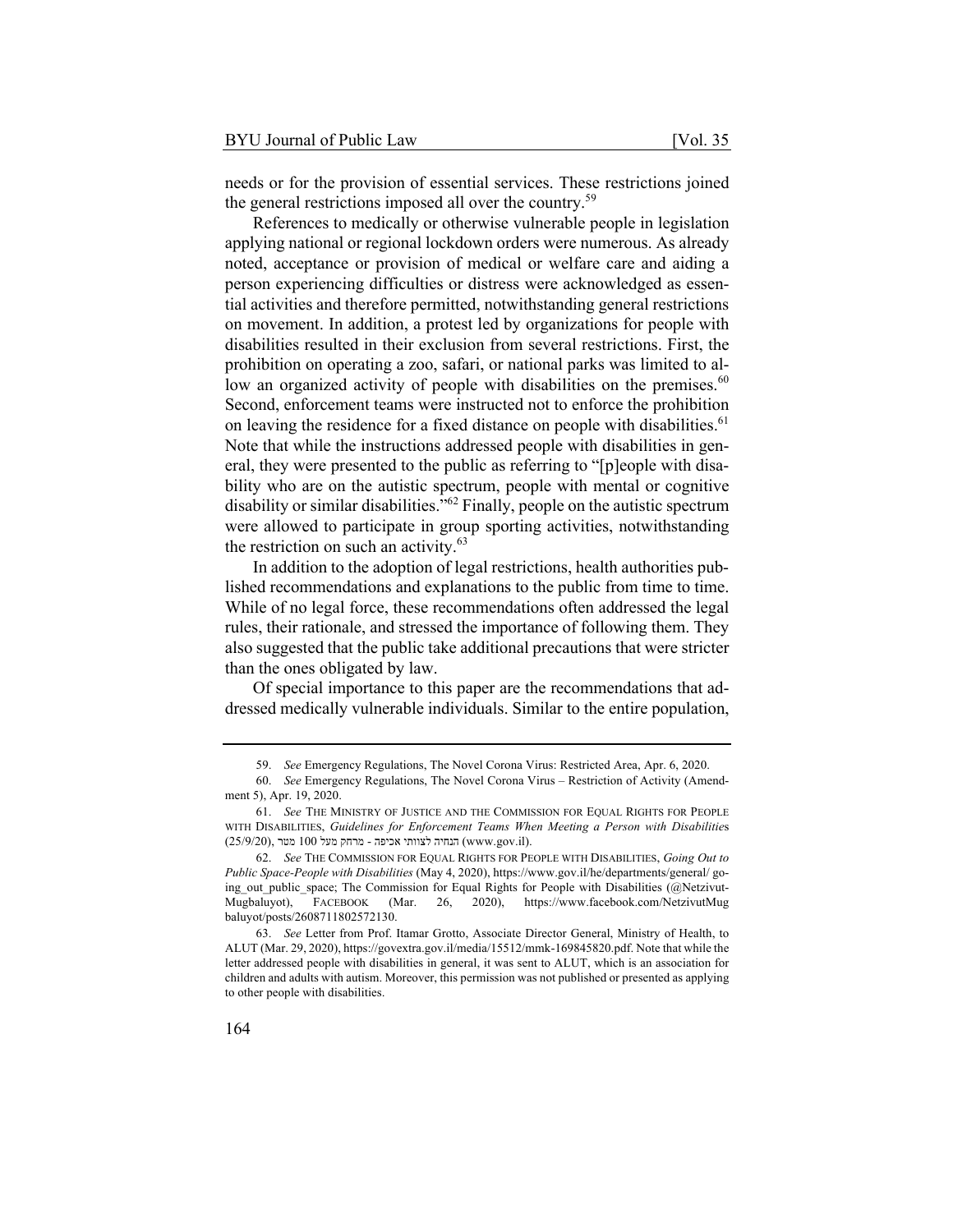needs or for the provision of essential services. These restrictions joined the general restrictions imposed all over the country.[59]

References to medically or otherwise vulnerable people in legislation applying national or regional lockdown orders were numerous. As already noted, acceptance or provision of medical or welfare care and aiding a person experiencing difficulties or distress were acknowledged as essential activities and therefore permitted, notwithstanding general restrictions on movement. In addition, a protest led by organizations for people with disabilities resulted in their exclusion from several restrictions. First, the prohibition on operating a zoo, safari, or national parks was limited to allow an organized activity of people with disabilities on the premises.[60] Second, enforcement teams were instructed not to enforce the prohibition on leaving the residence for a fixed distance on people with disabilities.[61] Note that while the instructions addressed people with disabilities in general, they were presented to the public as referring to "[p]eople with disability who are on the autistic spectrum, people with mental or cognitive disability or similar disabilities."[62] Finally, people on the autistic spectrum were allowed to participate in group sporting activities, notwithstanding the restriction on such an activity.[63]

In addition to the adoption of legal restrictions, health authorities published recommendations and explanations to the public from time to time. While of no legal force, these recommendations often addressed the legal rules, their rationale, and stressed the importance of following them. They also suggested that the public take additional precautions that were stricter than the ones obligated by law.

Of special importance to this paper are the recommendations that addressed medically vulnerable individuals. Similar to the entire population,

---

59. *See* Emergency Regulations, The Novel Corona Virus: Restricted Area, Apr. 6, 2020.

60. *See* Emergency Regulations, The Novel Corona Virus – Restriction of Activity (Amendment 5), Apr. 19, 2020.

61. *See* THE MINISTRY OF JUSTICE AND THE COMMISSION FOR EQUAL RIGHTS FOR PEOPLE WITH DISABILITIES, *Guidelines for Enforcement Teams When Meeting a Person with Disabilities* (25/9/20), הנחיה לצוותי אכיפה - מרחק מעל 100 מטר (www.gov.il).

62. *See* THE COMMISSION FOR EQUAL RIGHTS FOR PEOPLE WITH DISABILITIES, *Going Out to Public Space-People with Disabilities* (May 4, 2020), https://www.gov.il/he/departments/general/going_out_public_space; The Commission for Equal Rights for People with Disabilities (@Netzivut-Mugbaluyot), FACEBOOK (Mar. 26, 2020), https://www.facebook.com/NetzivutMugbaluyot/posts/2608711802572130.

63. *See* Letter from Prof. Itamar Grotto, Associate Director General, Ministry of Health, to ALUT (Mar. 29, 2020), https://govextra.gov.il/media/15512/mmk-169845820.pdf. Note that while the letter addressed people with disabilities in general, it was sent to ALUT, which is an association for children and adults with autism. Moreover, this permission was not published or presented as applying to other people with disabilities.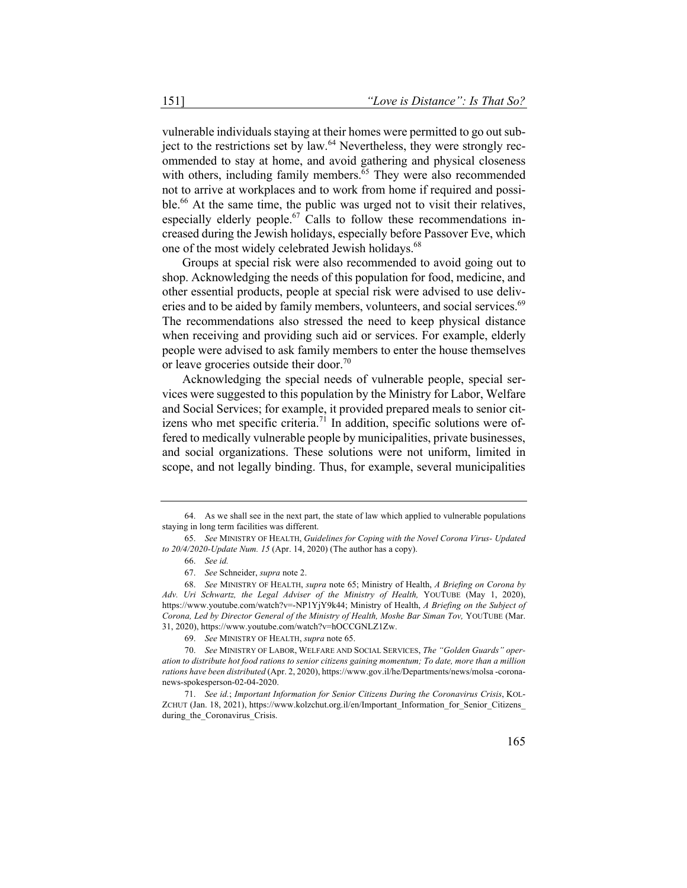vulnerable individuals staying at their homes were permitted to go out subject to the restrictions set by law.[64] Nevertheless, they were strongly recommended to stay at home, and avoid gathering and physical closeness with others, including family members.[65] They were also recommended not to arrive at workplaces and to work from home if required and possible.[66] At the same time, the public was urged not to visit their relatives, especially elderly people.[67] Calls to follow these recommendations increased during the Jewish holidays, especially before Passover Eve, which one of the most widely celebrated Jewish holidays.[68]

Groups at special risk were also recommended to avoid going out to shop. Acknowledging the needs of this population for food, medicine, and other essential products, people at special risk were advised to use deliveries and to be aided by family members, volunteers, and social services.[69] The recommendations also stressed the need to keep physical distance when receiving and providing such aid or services. For example, elderly people were advised to ask family members to enter the house themselves or leave groceries outside their door.[70]

Acknowledging the special needs of vulnerable people, special services were suggested to this population by the Ministry for Labor, Welfare and Social Services; for example, it provided prepared meals to senior citizens who met specific criteria.[71] In addition, specific solutions were offered to medically vulnerable people by municipalities, private businesses, and social organizations. These solutions were not uniform, limited in scope, and not legally binding. Thus, for example, several municipalities

---

64. As we shall see in the next part, the state of law which applied to vulnerable populations staying in long term facilities was different.

65. *See* MINISTRY OF HEALTH, *Guidelines for Coping with the Novel Corona Virus- Updated to 20/4/2020-Update Num. 15* (Apr. 14, 2020) (The author has a copy).

66. *See id.*

67. *See* Schneider, *supra* note 2.

68. *See* MINISTRY OF HEALTH, *supra* note 65; Ministry of Health, *A Briefing on Corona by Adv. Uri Schwartz, the Legal Adviser of the Ministry of Health,* YOUTUBE (May 1, 2020), https://www.youtube.com/watch?v=-NP1YjY9k44; Ministry of Health, *A Briefing on the Subject of Corona, Led by Director General of the Ministry of Health, Moshe Bar Siman Tov,* YOUTUBE (Mar. 31, 2020), https://www.youtube.com/watch?v=hOCCGNLZ1Zw.

69. *See* MINISTRY OF HEALTH, *supra* note 65.

70. *See* MINISTRY OF LABOR, WELFARE AND SOCIAL SERVICES, *The "Golden Guards" operation to distribute hot food rations to senior citizens gaining momentum; To date, more than a million rations have been distributed* (Apr. 2, 2020), https://www.gov.il/he/Departments/news/molsa -corona-news-spokesperson-02-04-2020.

71. *See id.*; *Important Information for Senior Citizens During the Coronavirus Crisis*, KOL-ZCHUT (Jan. 18, 2021), https://www.kolzchut.org.il/en/Important_Information_for_Senior_Citizens_during_the_Coronavirus_Crisis.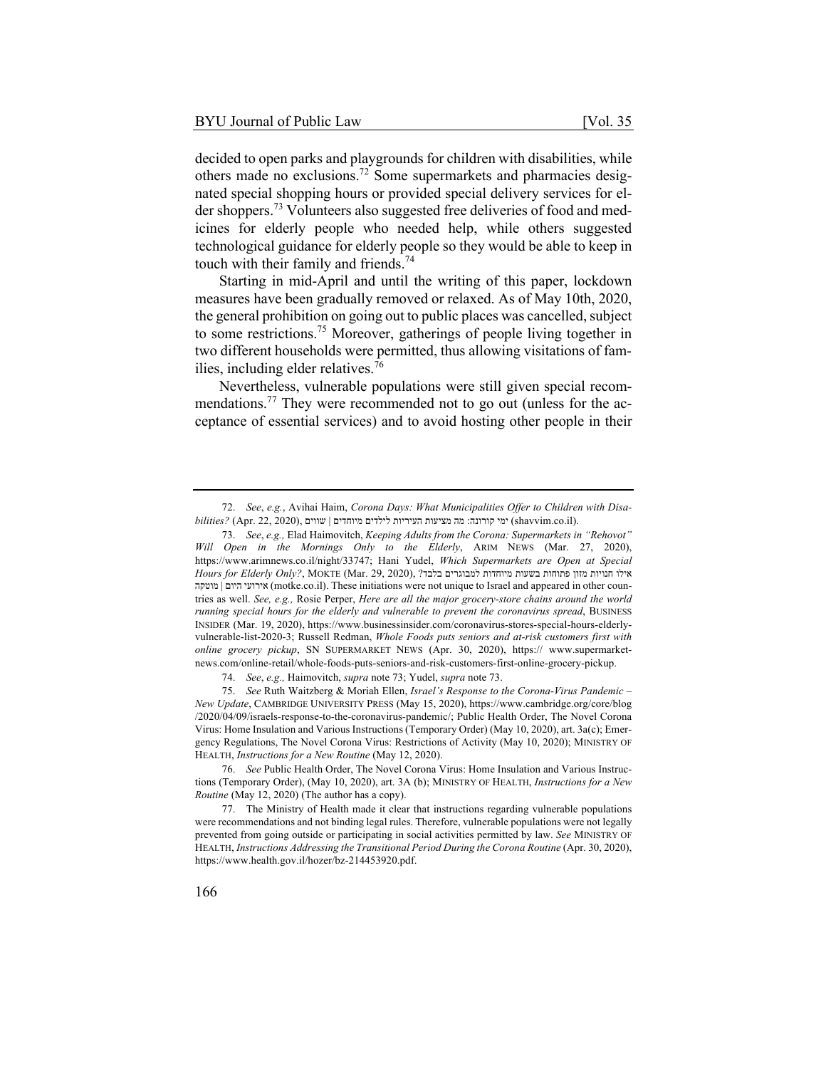decided to open parks and playgrounds for children with disabilities, while others made no exclusions.[72] Some supermarkets and pharmacies designated special shopping hours or provided special delivery services for elder shoppers.[73] Volunteers also suggested free deliveries of food and medicines for elderly people who needed help, while others suggested technological guidance for elderly people so they would be able to keep in touch with their family and friends.[74]

Starting in mid-April and until the writing of this paper, lockdown measures have been gradually removed or relaxed. As of May 10th, 2020, the general prohibition on going out to public places was cancelled, subject to some restrictions.[75] Moreover, gatherings of people living together in two different households were permitted, thus allowing visitations of families, including elder relatives.[76]

Nevertheless, vulnerable populations were still given special recommendations.[77] They were recommended not to go out (unless for the acceptance of essential services) and to avoid hosting other people in their

---

72. *See*, *e.g.*, Avihai Haim, *Corona Days: What Municipalities Offer to Children with Disabilities?* (Apr. 22, 2020), ימי קורונה: מה מציעות העיריות לילדים מיוחדים | שווים (shavvim.co.il).

73. *See*, *e.g.,* Elad Haimovitch, *Keeping Adults from the Corona: Supermarkets in "Rehovot" Will Open in the Mornings Only to the Elderly*, ARIM NEWS (Mar. 27, 2020), https://www.arimnews.co.il/night/33747; Hani Yudel, *Which Supermarkets are Open at Special Hours for Elderly Only?*, MOKTE (Mar. 29, 2020), אילו חנויות מזון פתוחות בשעות מיוחדות למבוגרים בלבד? | אירועי היום | מוטקה (motke.co.il). These initiations were not unique to Israel and appeared in other countries as well. *See, e.g.,* Rosie Perper, *Here are all the major grocery-store chains around the world running special hours for the elderly and vulnerable to prevent the coronavirus spread*, BUSINESS INSIDER (Mar. 19, 2020), https://www.businessinsider.com/coronavirus-stores-special-hours-elderly-vulnerable-list-2020-3; Russell Redman, *Whole Foods puts seniors and at-risk customers first with online grocery pickup*, SN SUPERMARKET NEWS (Apr. 30, 2020), https:// www.supermarketnews.com/online-retail/whole-foods-puts-seniors-and-at-risk-customers-first-online-grocery-pickup.

74. *See*, *e.g.,* Haimovitch, *supra* note 73; Yudel, *supra* note 73.

75. *See* Ruth Waitzberg & Moriah Ellen, *Israel's Response to the Corona-Virus Pandemic – New Update*, CAMBRIDGE UNIVERSITY PRESS (May 15, 2020), https://www.cambridge.org/core/blog /2020/04/09/israels-response-to-the-coronavirus-pandemic/; Public Health Order, The Novel Corona Virus: Home Insulation and Various Instructions (Temporary Order) (May 10, 2020), art. 3a(c); Emergency Regulations, The Novel Corona Virus: Restrictions of Activity (May 10, 2020); MINISTRY OF HEALTH, *Instructions for a New Routine* (May 12, 2020).

76. *See* Public Health Order, The Novel Corona Virus: Home Insulation and Various Instructions (Temporary Order), (May 10, 2020), art. 3A (b); MINISTRY OF HEALTH, *Instructions for a New Routine* (May 12, 2020) (The author has a copy).

77. The Ministry of Health made it clear that instructions regarding vulnerable populations were recommendations and not binding legal rules. Therefore, vulnerable populations were not legally prevented from going outside or participating in social activities permitted by law. *See* MINISTRY OF HEALTH, *Instructions Addressing the Transitional Period During the Corona Routine* (Apr. 30, 2020), https://www.health.gov.il/hozer/bz-214453920.pdf.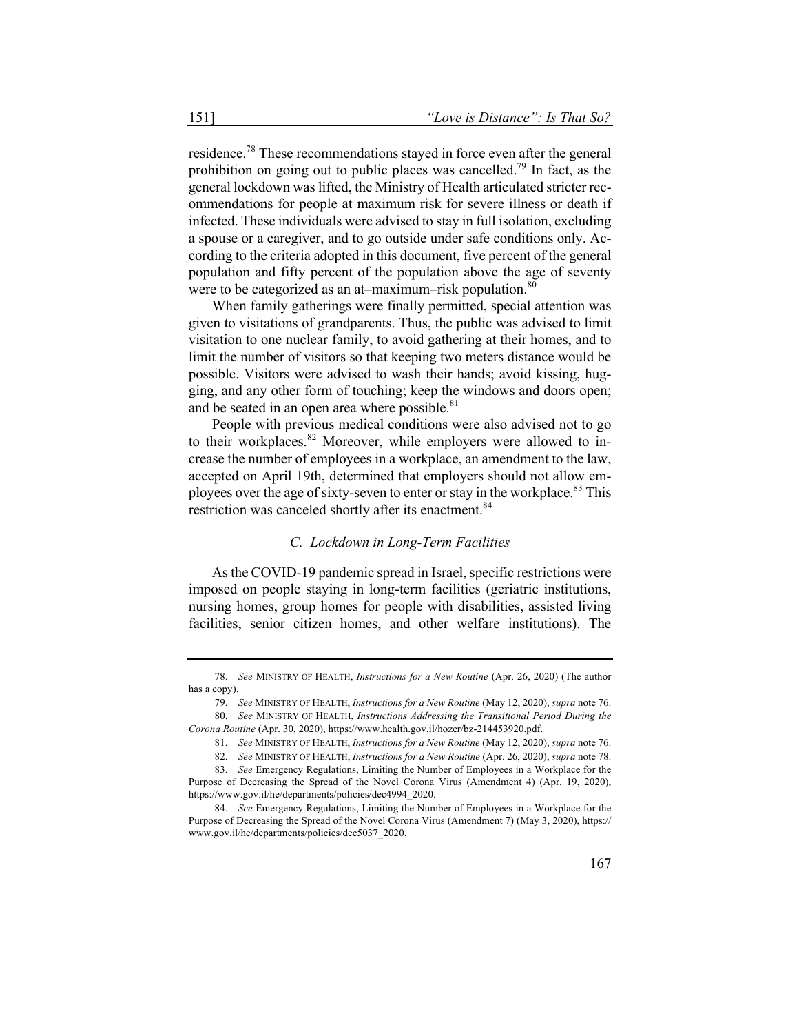residence.[78] These recommendations stayed in force even after the general prohibition on going out to public places was cancelled.[79] In fact, as the general lockdown was lifted, the Ministry of Health articulated stricter recommendations for people at maximum risk for severe illness or death if infected. These individuals were advised to stay in full isolation, excluding a spouse or a caregiver, and to go outside under safe conditions only. According to the criteria adopted in this document, five percent of the general population and fifty percent of the population above the age of seventy were to be categorized as an at–maximum–risk population.[80]

When family gatherings were finally permitted, special attention was given to visitations of grandparents. Thus, the public was advised to limit visitation to one nuclear family, to avoid gathering at their homes, and to limit the number of visitors so that keeping two meters distance would be possible. Visitors were advised to wash their hands; avoid kissing, hugging, and any other form of touching; keep the windows and doors open; and be seated in an open area where possible.[81]

People with previous medical conditions were also advised not to go to their workplaces.[82] Moreover, while employers were allowed to increase the number of employees in a workplace, an amendment to the law, accepted on April 19th, determined that employers should not allow employees over the age of sixty-seven to enter or stay in the workplace.[83] This restriction was canceled shortly after its enactment.[84]

### *C. Lockdown in Long-Term Facilities*

As the COVID-19 pandemic spread in Israel, specific restrictions were imposed on people staying in long-term facilities (geriatric institutions, nursing homes, group homes for people with disabilities, assisted living facilities, senior citizen homes, and other welfare institutions). The

---

78. *See* MINISTRY OF HEALTH, *Instructions for a New Routine* (Apr. 26, 2020) (The author has a copy).

79. *See* MINISTRY OF HEALTH, *Instructions for a New Routine* (May 12, 2020), *supra* note 76.

80. *See* MINISTRY OF HEALTH, *Instructions Addressing the Transitional Period During the Corona Routine* (Apr. 30, 2020), https://www.health.gov.il/hozer/bz-214453920.pdf.

81. *See* MINISTRY OF HEALTH, *Instructions for a New Routine* (May 12, 2020), *supra* note 76.

82. *See* MINISTRY OF HEALTH, *Instructions for a New Routine* (Apr. 26, 2020), *supra* note 78.

83. *See* Emergency Regulations, Limiting the Number of Employees in a Workplace for the Purpose of Decreasing the Spread of the Novel Corona Virus (Amendment 4) (Apr. 19, 2020), https://www.gov.il/he/departments/policies/dec4994_2020.

84. *See* Emergency Regulations, Limiting the Number of Employees in a Workplace for the Purpose of Decreasing the Spread of the Novel Corona Virus (Amendment 7) (May 3, 2020), https://www.gov.il/he/departments/policies/dec5037_2020.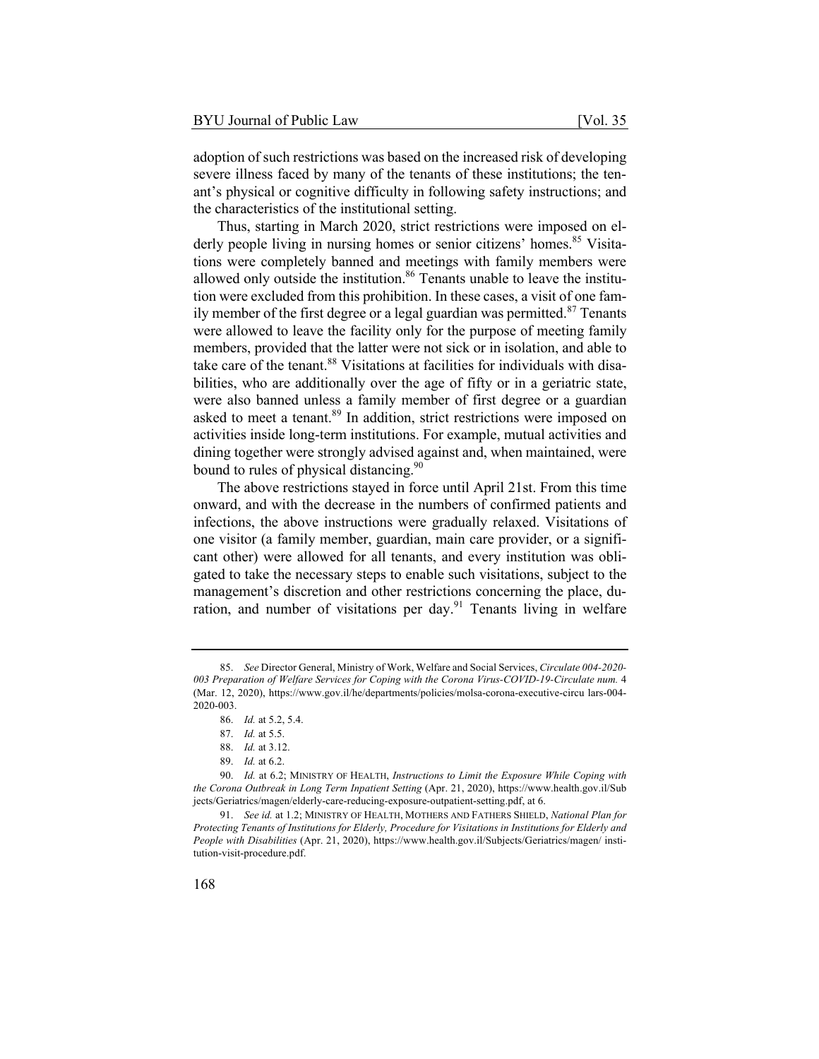adoption of such restrictions was based on the increased risk of developing severe illness faced by many of the tenants of these institutions; the tenant's physical or cognitive difficulty in following safety instructions; and the characteristics of the institutional setting.

Thus, starting in March 2020, strict restrictions were imposed on elderly people living in nursing homes or senior citizens' homes.[85] Visitations were completely banned and meetings with family members were allowed only outside the institution.[86] Tenants unable to leave the institution were excluded from this prohibition. In these cases, a visit of one family member of the first degree or a legal guardian was permitted.[87] Tenants were allowed to leave the facility only for the purpose of meeting family members, provided that the latter were not sick or in isolation, and able to take care of the tenant.[88] Visitations at facilities for individuals with disabilities, who are additionally over the age of fifty or in a geriatric state, were also banned unless a family member of first degree or a guardian asked to meet a tenant.[89] In addition, strict restrictions were imposed on activities inside long-term institutions. For example, mutual activities and dining together were strongly advised against and, when maintained, were bound to rules of physical distancing.[90]

The above restrictions stayed in force until April 21st. From this time onward, and with the decrease in the numbers of confirmed patients and infections, the above instructions were gradually relaxed. Visitations of one visitor (a family member, guardian, main care provider, or a significant other) were allowed for all tenants, and every institution was obligated to take the necessary steps to enable such visitations, subject to the management's discretion and other restrictions concerning the place, duration, and number of visitations per day.[91] Tenants living in welfare

---

85. *See* Director General, Ministry of Work, Welfare and Social Services, *Circulate 004-2020-003 Preparation of Welfare Services for Coping with the Corona Virus-COVID-19-Circulate num.* 4 (Mar. 12, 2020), https://www.gov.il/he/departments/policies/molsa-corona-executive-circu lars-004-2020-003.

86. *Id.* at 5.2, 5.4.

87. *Id.* at 5.5.

88. *Id.* at 3.12.

89. *Id.* at 6.2.

90. *Id.* at 6.2; MINISTRY OF HEALTH, *Instructions to Limit the Exposure While Coping with the Corona Outbreak in Long Term Inpatient Setting* (Apr. 21, 2020), https://www.health.gov.il/Subjects/Geriatrics/magen/elderly-care-reducing-exposure-outpatient-setting.pdf, at 6.

91. *See id.* at 1.2; MINISTRY OF HEALTH, MOTHERS AND FATHERS SHIELD, *National Plan for Protecting Tenants of Institutions for Elderly, Procedure for Visitations in Institutions for Elderly and People with Disabilities* (Apr. 21, 2020), https://www.health.gov.il/Subjects/Geriatrics/magen/ institution-visit-procedure.pdf.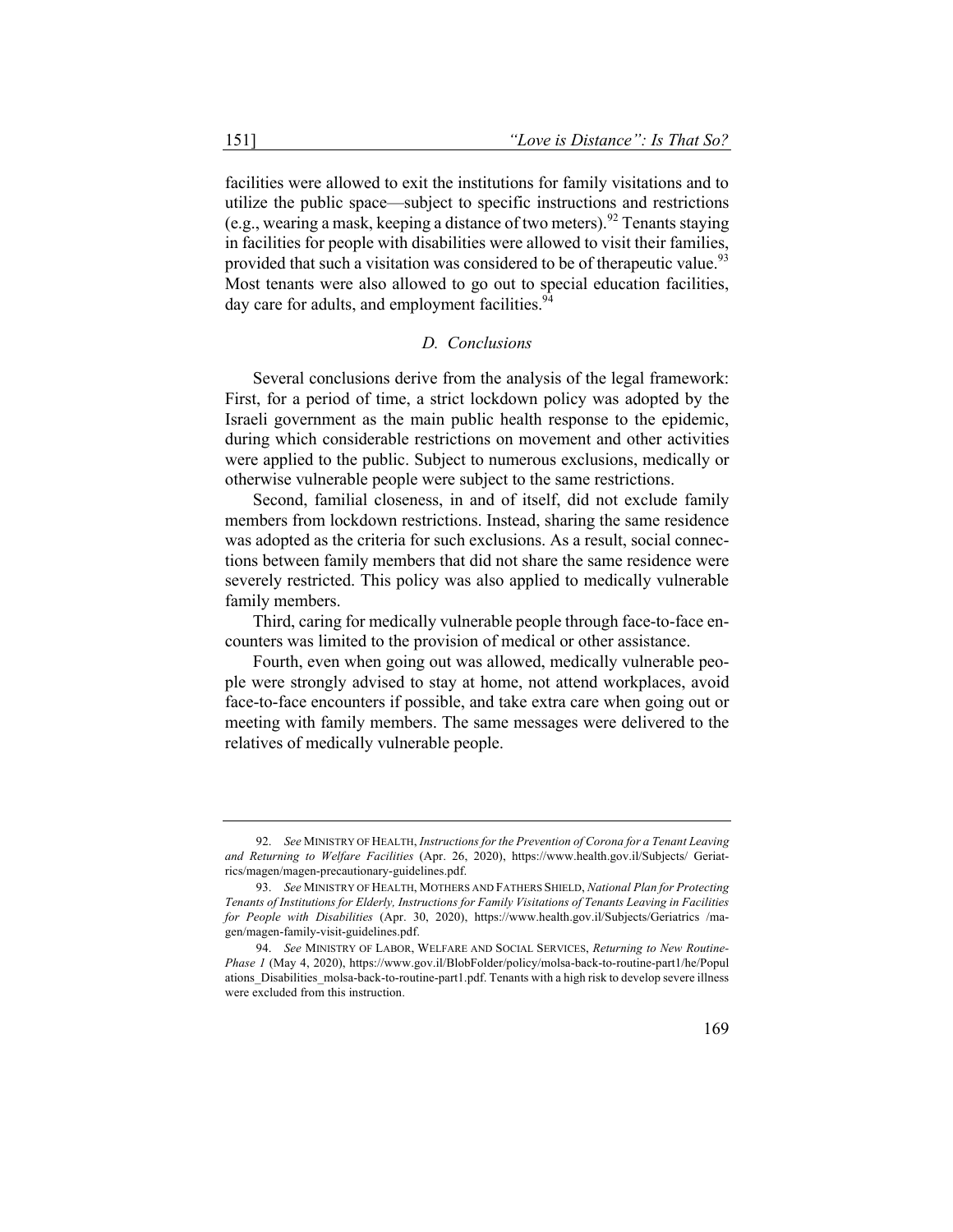facilities were allowed to exit the institutions for family visitations and to utilize the public space—subject to specific instructions and restrictions (e.g., wearing a mask, keeping a distance of two meters).[92] Tenants staying in facilities for people with disabilities were allowed to visit their families, provided that such a visitation was considered to be of therapeutic value.[93] Most tenants were also allowed to go out to special education facilities, day care for adults, and employment facilities.[94]

### *D. Conclusions*

Several conclusions derive from the analysis of the legal framework: First, for a period of time, a strict lockdown policy was adopted by the Israeli government as the main public health response to the epidemic, during which considerable restrictions on movement and other activities were applied to the public. Subject to numerous exclusions, medically or otherwise vulnerable people were subject to the same restrictions.

Second, familial closeness, in and of itself, did not exclude family members from lockdown restrictions. Instead, sharing the same residence was adopted as the criteria for such exclusions. As a result, social connections between family members that did not share the same residence were severely restricted. This policy was also applied to medically vulnerable family members.

Third, caring for medically vulnerable people through face-to-face encounters was limited to the provision of medical or other assistance.

Fourth, even when going out was allowed, medically vulnerable people were strongly advised to stay at home, not attend workplaces, avoid face-to-face encounters if possible, and take extra care when going out or meeting with family members. The same messages were delivered to the relatives of medically vulnerable people.

---

92. *See* MINISTRY OF HEALTH, *Instructions for the Prevention of Corona for a Tenant Leaving and Returning to Welfare Facilities* (Apr. 26, 2020), https://www.health.gov.il/Subjects/ Geriatrics/magen/magen-precautionary-guidelines.pdf.

93. *See* MINISTRY OF HEALTH, MOTHERS AND FATHERS SHIELD, *National Plan for Protecting Tenants of Institutions for Elderly, Instructions for Family Visitations of Tenants Leaving in Facilities for People with Disabilities* (Apr. 30, 2020), https://www.health.gov.il/Subjects/Geriatrics /magen/magen-family-visit-guidelines.pdf.

94. *See* MINISTRY OF LABOR, WELFARE AND SOCIAL SERVICES, *Returning to New Routine-Phase 1* (May 4, 2020), https://www.gov.il/BlobFolder/policy/molsa-back-to-routine-part1/he/Populations_Disabilities_molsa-back-to-routine-part1.pdf. Tenants with a high risk to develop severe illness were excluded from this instruction.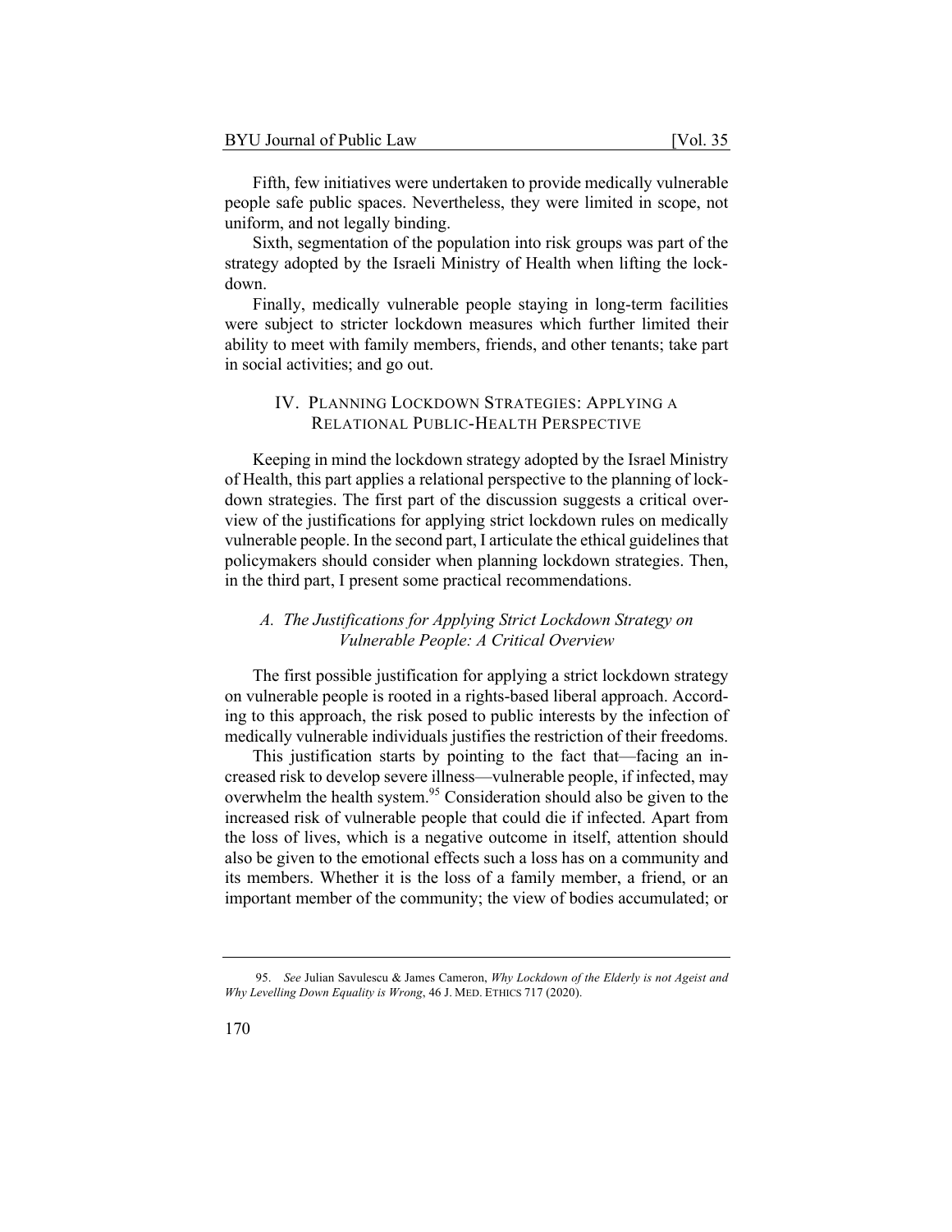Fifth, few initiatives were undertaken to provide medically vulnerable people safe public spaces. Nevertheless, they were limited in scope, not uniform, and not legally binding.

Sixth, segmentation of the population into risk groups was part of the strategy adopted by the Israeli Ministry of Health when lifting the lockdown.

Finally, medically vulnerable people staying in long-term facilities were subject to stricter lockdown measures which further limited their ability to meet with family members, friends, and other tenants; take part in social activities; and go out.

## IV. PLANNING LOCKDOWN STRATEGIES: APPLYING A RELATIONAL PUBLIC-HEALTH PERSPECTIVE

Keeping in mind the lockdown strategy adopted by the Israel Ministry of Health, this part applies a relational perspective to the planning of lockdown strategies. The first part of the discussion suggests a critical overview of the justifications for applying strict lockdown rules on medically vulnerable people. In the second part, I articulate the ethical guidelines that policymakers should consider when planning lockdown strategies. Then, in the third part, I present some practical recommendations.

### *A. The Justifications for Applying Strict Lockdown Strategy on Vulnerable People: A Critical Overview*

The first possible justification for applying a strict lockdown strategy on vulnerable people is rooted in a rights-based liberal approach. According to this approach, the risk posed to public interests by the infection of medically vulnerable individuals justifies the restriction of their freedoms.

This justification starts by pointing to the fact that—facing an increased risk to develop severe illness—vulnerable people, if infected, may overwhelm the health system.[95] Consideration should also be given to the increased risk of vulnerable people that could die if infected. Apart from the loss of lives, which is a negative outcome in itself, attention should also be given to the emotional effects such a loss has on a community and its members. Whether it is the loss of a family member, a friend, or an important member of the community; the view of bodies accumulated; or

---

95. *See* Julian Savulescu & James Cameron, *Why Lockdown of the Elderly is not Ageist and Why Levelling Down Equality is Wrong*, 46 J. MED. ETHICS 717 (2020).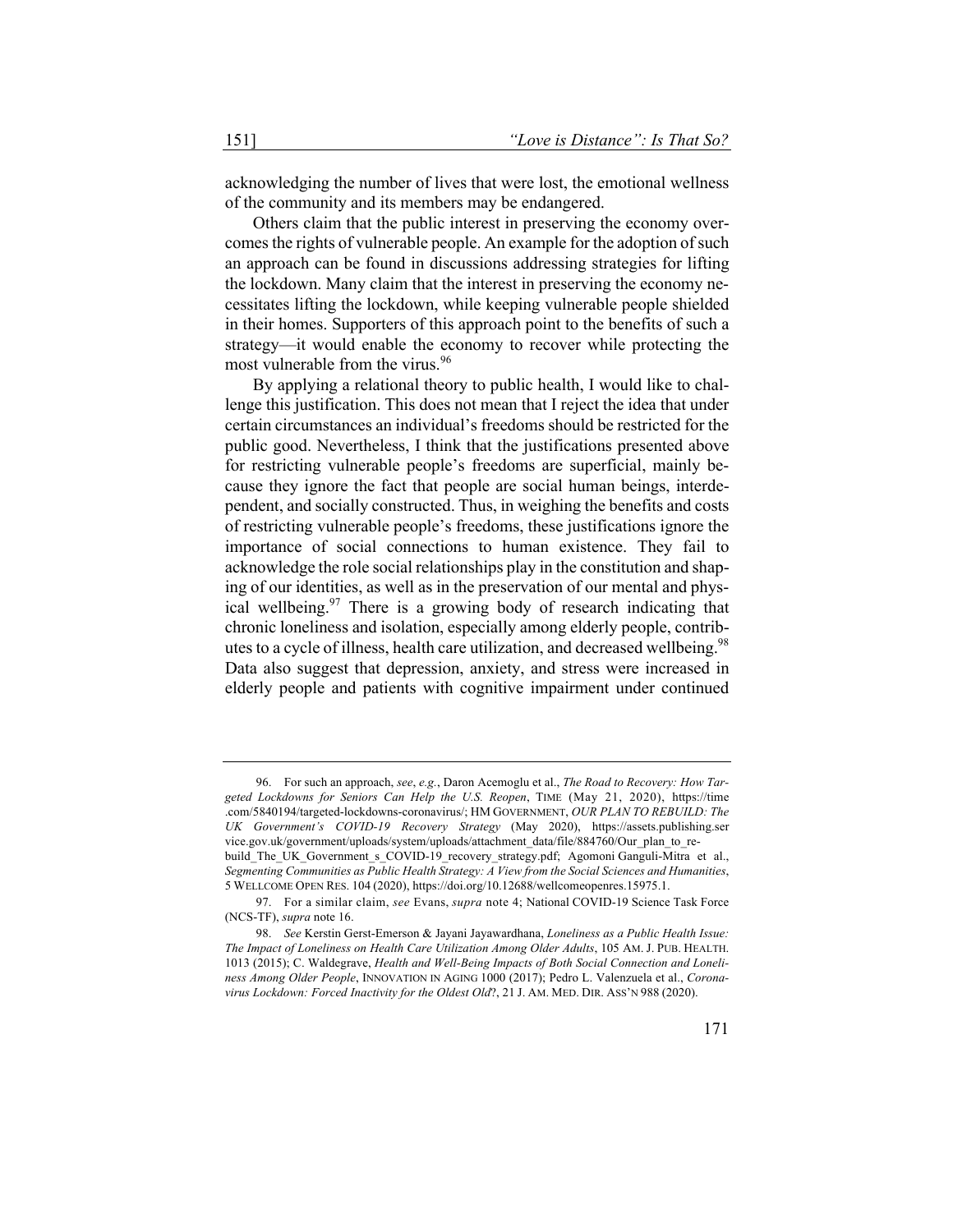acknowledging the number of lives that were lost, the emotional wellness of the community and its members may be endangered.

Others claim that the public interest in preserving the economy overcomes the rights of vulnerable people. An example for the adoption of such an approach can be found in discussions addressing strategies for lifting the lockdown. Many claim that the interest in preserving the economy necessitates lifting the lockdown, while keeping vulnerable people shielded in their homes. Supporters of this approach point to the benefits of such a strategy—it would enable the economy to recover while protecting the most vulnerable from the virus.[96]

By applying a relational theory to public health, I would like to challenge this justification. This does not mean that I reject the idea that under certain circumstances an individual's freedoms should be restricted for the public good. Nevertheless, I think that the justifications presented above for restricting vulnerable people's freedoms are superficial, mainly because they ignore the fact that people are social human beings, interdependent, and socially constructed. Thus, in weighing the benefits and costs of restricting vulnerable people's freedoms, these justifications ignore the importance of social connections to human existence. They fail to acknowledge the role social relationships play in the constitution and shaping of our identities, as well as in the preservation of our mental and physical wellbeing.[97] There is a growing body of research indicating that chronic loneliness and isolation, especially among elderly people, contributes to a cycle of illness, health care utilization, and decreased wellbeing.[98] Data also suggest that depression, anxiety, and stress were increased in elderly people and patients with cognitive impairment under continued

---

96. For such an approach, *see*, *e.g.*, Daron Acemoglu et al., *The Road to Recovery: How Targeted Lockdowns for Seniors Can Help the U.S. Reopen*, TIME (May 21, 2020), https://time.com/5840194/targeted-lockdowns-coronavirus/; HM GOVERNMENT, *OUR PLAN TO REBUILD: The UK Government's COVID-19 Recovery Strategy* (May 2020), https://assets.publishing.service.gov.uk/government/uploads/system/uploads/attachment_data/file/884760/Our_plan_to_rebuild_The_UK_Government_s_COVID-19_recovery_strategy.pdf; Agomoni Ganguli-Mitra et al., *Segmenting Communities as Public Health Strategy: A View from the Social Sciences and Humanities*, 5 WELLCOME OPEN RES. 104 (2020), https://doi.org/10.12688/wellcomeopenres.15975.1.

97. For a similar claim, *see* Evans, *supra* note 4; National COVID-19 Science Task Force (NCS-TF), *supra* note 16.

98. *See* Kerstin Gerst-Emerson & Jayani Jayawardhana, *Loneliness as a Public Health Issue: The Impact of Loneliness on Health Care Utilization Among Older Adults*, 105 AM. J. PUB. HEALTH. 1013 (2015); C. Waldegrave, *Health and Well-Being Impacts of Both Social Connection and Loneliness Among Older People*, INNOVATION IN AGING 1000 (2017); Pedro L. Valenzuela et al., *Coronavirus Lockdown: Forced Inactivity for the Oldest Old*?, 21 J. AM. MED. DIR. ASS'N 988 (2020).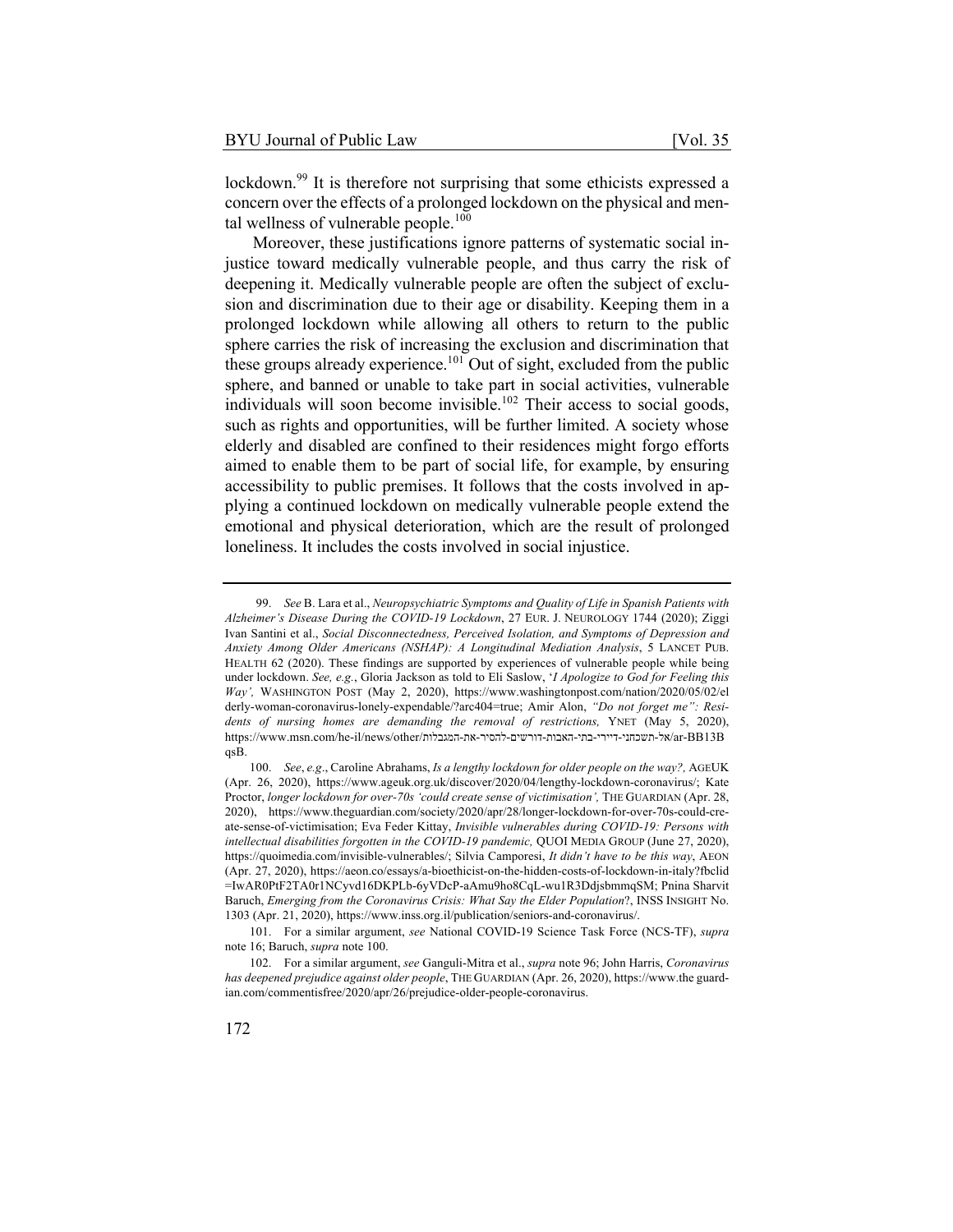lockdown.[99] It is therefore not surprising that some ethicists expressed a concern over the effects of a prolonged lockdown on the physical and mental wellness of vulnerable people.[100]

Moreover, these justifications ignore patterns of systematic social injustice toward medically vulnerable people, and thus carry the risk of deepening it. Medically vulnerable people are often the subject of exclusion and discrimination due to their age or disability. Keeping them in a prolonged lockdown while allowing all others to return to the public sphere carries the risk of increasing the exclusion and discrimination that these groups already experience.[101] Out of sight, excluded from the public sphere, and banned or unable to take part in social activities, vulnerable individuals will soon become invisible.[102] Their access to social goods, such as rights and opportunities, will be further limited. A society whose elderly and disabled are confined to their residences might forgo efforts aimed to enable them to be part of social life, for example, by ensuring accessibility to public premises. It follows that the costs involved in applying a continued lockdown on medically vulnerable people extend the emotional and physical deterioration, which are the result of prolonged loneliness. It includes the costs involved in social injustice.

---

99. *See* B. Lara et al., *Neuropsychiatric Symptoms and Quality of Life in Spanish Patients with Alzheimer's Disease During the COVID-19 Lockdown*, 27 EUR. J. NEUROLOGY 1744 (2020); Ziggi Ivan Santini et al., *Social Disconnectedness, Perceived Isolation, and Symptoms of Depression and Anxiety Among Older Americans (NSHAP): A Longitudinal Mediation Analysis*, 5 LANCET PUB. HEALTH 62 (2020). These findings are supported by experiences of vulnerable people while being under lockdown. *See, e.g.*, Gloria Jackson as told to Eli Saslow, '*I Apologize to God for Feeling this Way*', WASHINGTON POST (May 2, 2020), https://www.washingtonpost.com/nation/2020/05/02/elderly-woman-coronavirus-lonely-expendable/?arc404=true; Amir Alon, *"Do not forget me": Residents of nursing homes are demanding the removal of restrictions,* YNET (May 5, 2020), https://www.msn.com/he-il/news/other/אל-תשכחני-דיירי-בתי-האבות-דורשים-להסיר-את-המגבלות/ar-BB13BqsB.

100. *See*, *e.g*., Caroline Abrahams, *Is a lengthy lockdown for older people on the way?,* AGEUK (Apr. 26, 2020), https://www.ageuk.org.uk/discover/2020/04/lengthy-lockdown-coronavirus/; Kate Proctor, *longer lockdown for over-70s 'could create sense of victimisation',* THE GUARDIAN (Apr. 28, 2020), https://www.theguardian.com/society/2020/apr/28/longer-lockdown-for-over-70s-could-create-sense-of-victimisation; Eva Feder Kittay, *Invisible vulnerables during COVID-19: Persons with intellectual disabilities forgotten in the COVID-19 pandemic,* QUOI MEDIA GROUP (June 27, 2020), https://quoimedia.com/invisible-vulnerables/; Silvia Camporesi, *It didn't have to be this way*, AEON (Apr. 27, 2020), https://aeon.co/essays/a-bioethicist-on-the-hidden-costs-of-lockdown-in-italy?fbclid=IwAR0PtF2TA0r1NCyvd16DKPLb-6yVDcP-aAmu9ho8CqL-wu1R3DdjsbmmqSM; Pnina Sharvit Baruch, *Emerging from the Coronavirus Crisis: What Say the Elder Population*?, INSS INSIGHT No. 1303 (Apr. 21, 2020), https://www.inss.org.il/publication/seniors-and-coronavirus/.

101. For a similar argument, *see* National COVID-19 Science Task Force (NCS-TF), *supra* note 16; Baruch, *supra* note 100.

102. For a similar argument, *see* Ganguli-Mitra et al., *supra* note 96; John Harris, *Coronavirus has deepened prejudice against older people*, THE GUARDIAN (Apr. 26, 2020), https://www.theguardian.com/commentisfree/2020/apr/26/prejudice-older-people-coronavirus.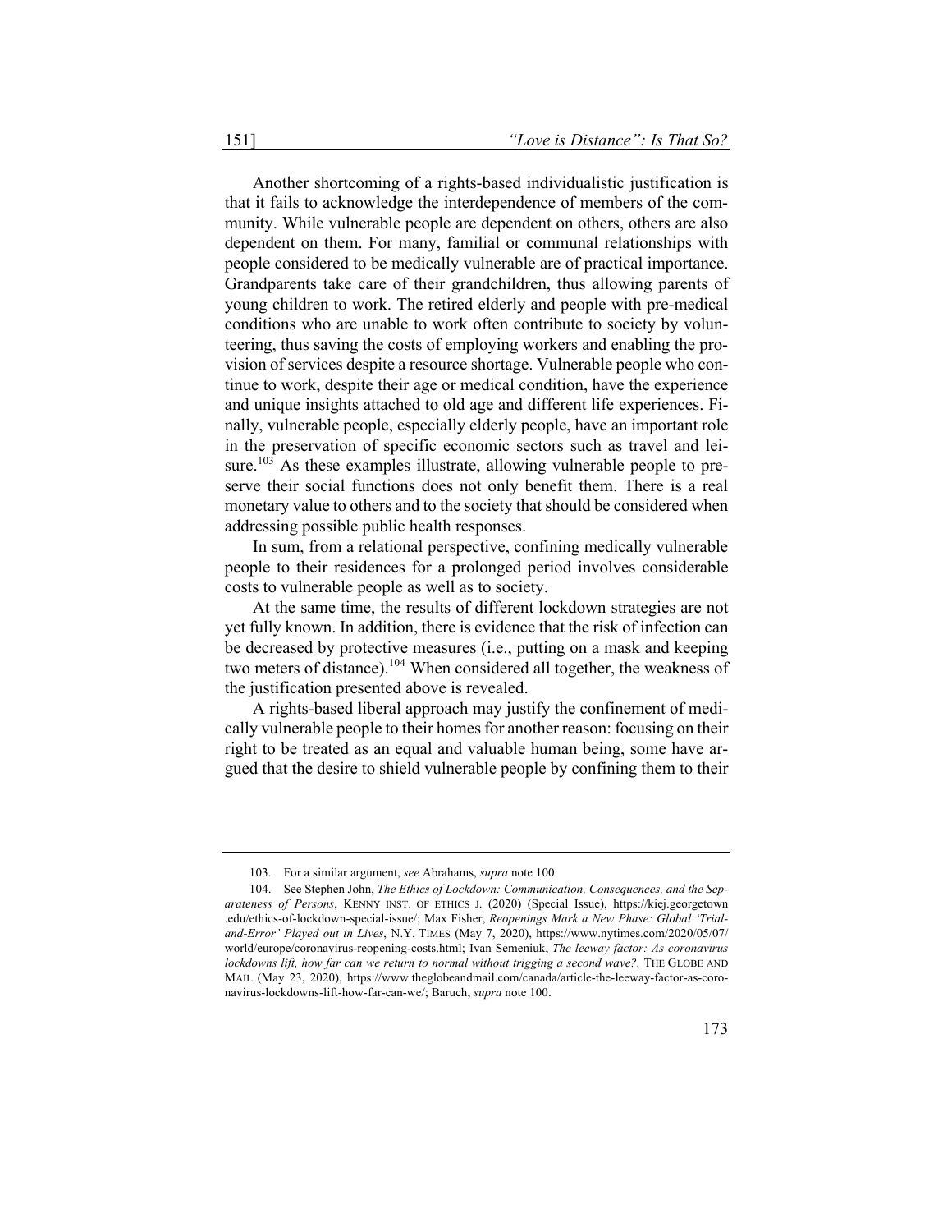Another shortcoming of a rights-based individualistic justification is that it fails to acknowledge the interdependence of members of the community. While vulnerable people are dependent on others, others are also dependent on them. For many, familial or communal relationships with people considered to be medically vulnerable are of practical importance. Grandparents take care of their grandchildren, thus allowing parents of young children to work. The retired elderly and people with pre-medical conditions who are unable to work often contribute to society by volunteering, thus saving the costs of employing workers and enabling the provision of services despite a resource shortage. Vulnerable people who continue to work, despite their age or medical condition, have the experience and unique insights attached to old age and different life experiences. Finally, vulnerable people, especially elderly people, have an important role in the preservation of specific economic sectors such as travel and leisure.[103] As these examples illustrate, allowing vulnerable people to preserve their social functions does not only benefit them. There is a real monetary value to others and to the society that should be considered when addressing possible public health responses.

In sum, from a relational perspective, confining medically vulnerable people to their residences for a prolonged period involves considerable costs to vulnerable people as well as to society.

At the same time, the results of different lockdown strategies are not yet fully known. In addition, there is evidence that the risk of infection can be decreased by protective measures (i.e., putting on a mask and keeping two meters of distance).[104] When considered all together, the weakness of the justification presented above is revealed.

A rights-based liberal approach may justify the confinement of medically vulnerable people to their homes for another reason: focusing on their right to be treated as an equal and valuable human being, some have argued that the desire to shield vulnerable people by confining them to their

---

103. For a similar argument, *see* Abrahams, *supra* note 100.

104. See Stephen John, *The Ethics of Lockdown: Communication, Consequences, and the Separateness of Persons*, KENNY INST. OF ETHICS J. (2020) (Special Issue), https://kiej.georgetown.edu/ethics-of-lockdown-special-issue/; Max Fisher, *Reopenings Mark a New Phase: Global 'Trial-and-Error' Played out in Lives*, N.Y. TIMES (May 7, 2020), https://www.nytimes.com/2020/05/07/world/europe/coronavirus-reopening-costs.html; Ivan Semeniuk, *The leeway factor: As coronavirus lockdowns lift, how far can we return to normal without trigging a second wave?*, THE GLOBE AND MAIL (May 23, 2020), https://www.theglobeandmail.com/canada/article-the-leeway-factor-as-coronavirus-lockdowns-lift-how-far-can-we/; Baruch, *supra* note 100.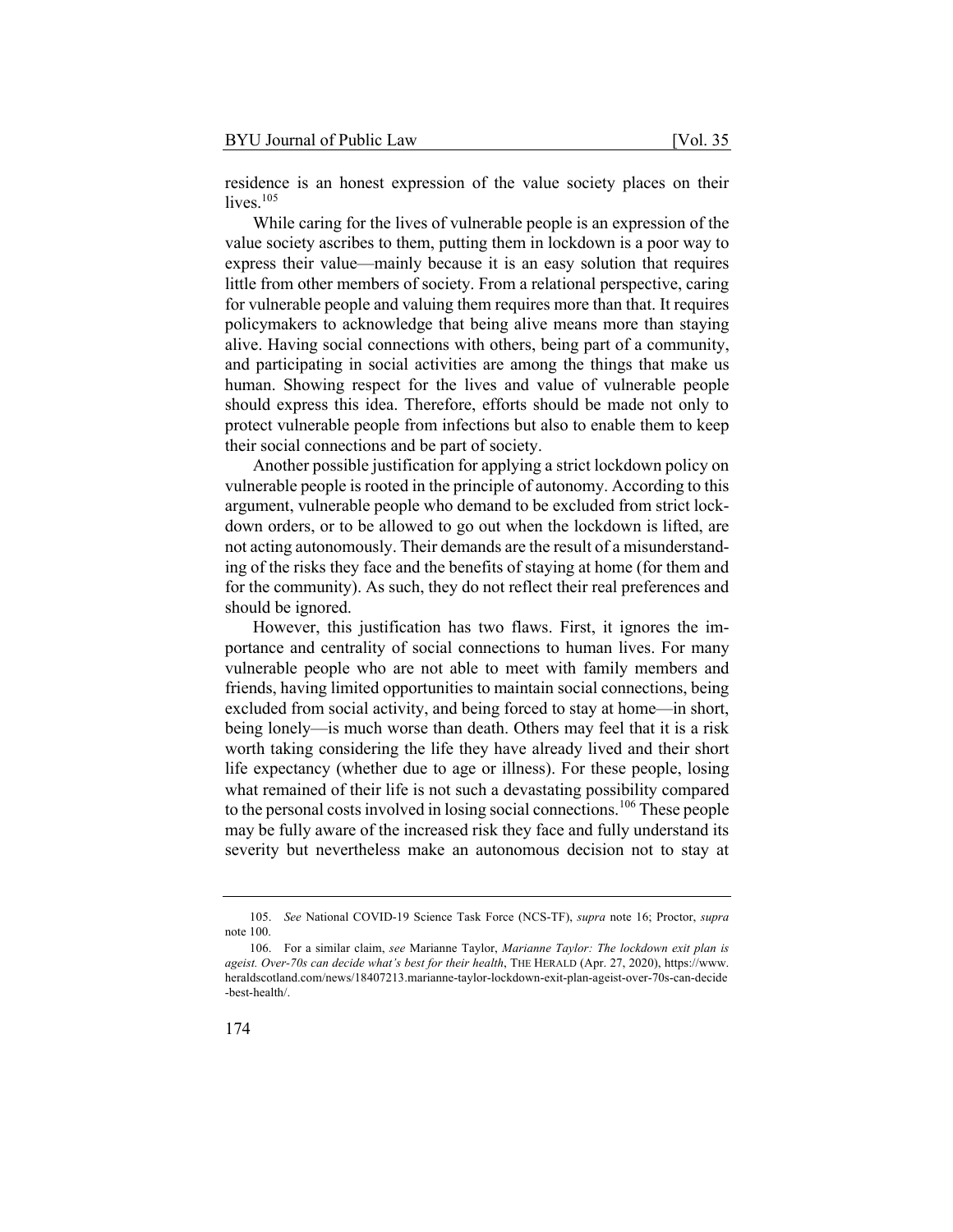residence is an honest expression of the value society places on their lives.[105]

While caring for the lives of vulnerable people is an expression of the value society ascribes to them, putting them in lockdown is a poor way to express their value—mainly because it is an easy solution that requires little from other members of society. From a relational perspective, caring for vulnerable people and valuing them requires more than that. It requires policymakers to acknowledge that being alive means more than staying alive. Having social connections with others, being part of a community, and participating in social activities are among the things that make us human. Showing respect for the lives and value of vulnerable people should express this idea. Therefore, efforts should be made not only to protect vulnerable people from infections but also to enable them to keep their social connections and be part of society.

Another possible justification for applying a strict lockdown policy on vulnerable people is rooted in the principle of autonomy. According to this argument, vulnerable people who demand to be excluded from strict lockdown orders, or to be allowed to go out when the lockdown is lifted, are not acting autonomously. Their demands are the result of a misunderstanding of the risks they face and the benefits of staying at home (for them and for the community). As such, they do not reflect their real preferences and should be ignored.

However, this justification has two flaws. First, it ignores the importance and centrality of social connections to human lives. For many vulnerable people who are not able to meet with family members and friends, having limited opportunities to maintain social connections, being excluded from social activity, and being forced to stay at home—in short, being lonely—is much worse than death. Others may feel that it is a risk worth taking considering the life they have already lived and their short life expectancy (whether due to age or illness). For these people, losing what remained of their life is not such a devastating possibility compared to the personal costs involved in losing social connections.[106] These people may be fully aware of the increased risk they face and fully understand its severity but nevertheless make an autonomous decision not to stay at

---

105. *See* National COVID-19 Science Task Force (NCS-TF), *supra* note 16; Proctor, *supra* note 100.

106. For a similar claim, *see* Marianne Taylor, *Marianne Taylor: The lockdown exit plan is ageist. Over-70s can decide what's best for their health*, THE HERALD (Apr. 27, 2020), https://www.heraldscotland.com/news/18407213.marianne-taylor-lockdown-exit-plan-ageist-over-70s-can-decide-best-health/.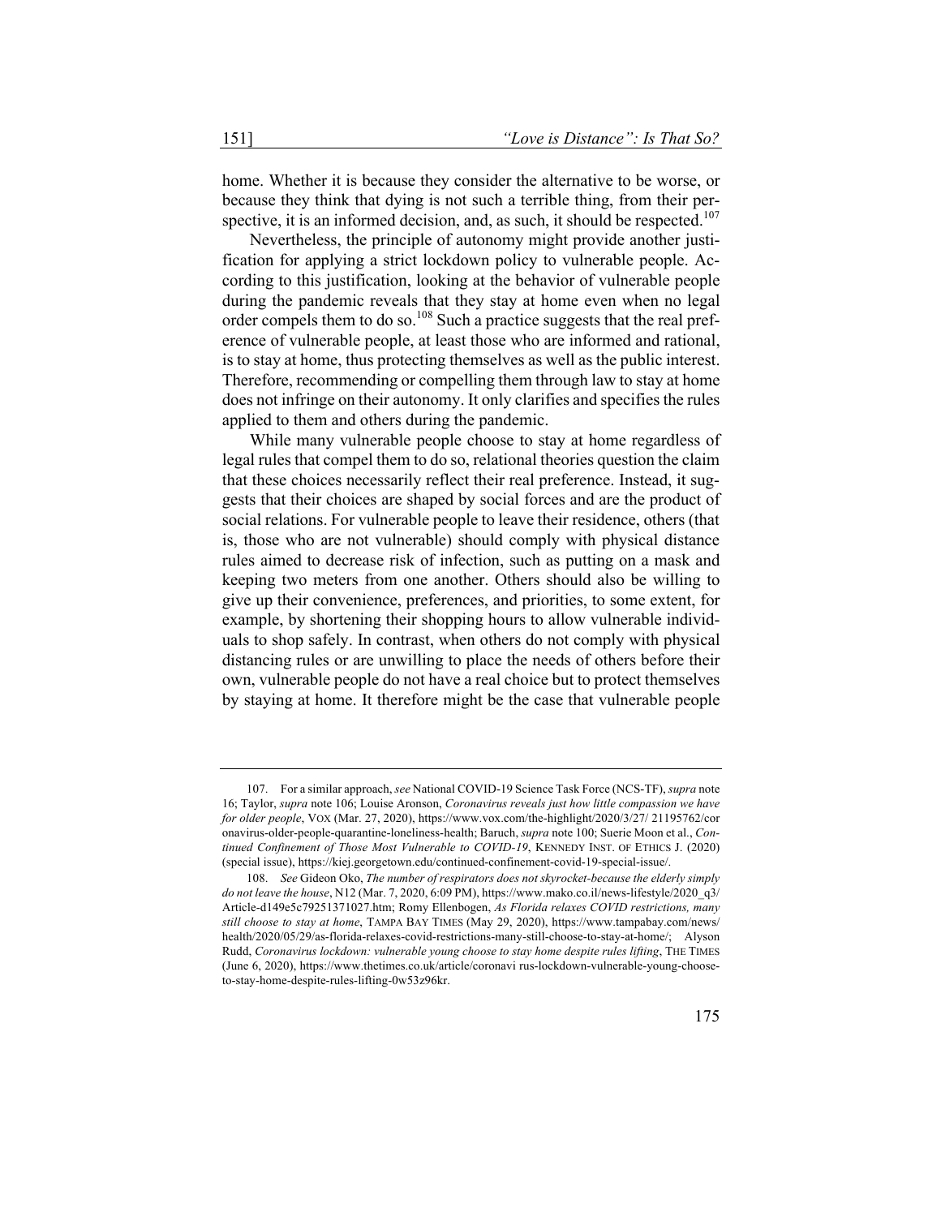home. Whether it is because they consider the alternative to be worse, or because they think that dying is not such a terrible thing, from their perspective, it is an informed decision, and, as such, it should be respected.[107]

Nevertheless, the principle of autonomy might provide another justification for applying a strict lockdown policy to vulnerable people. According to this justification, looking at the behavior of vulnerable people during the pandemic reveals that they stay at home even when no legal order compels them to do so.[108] Such a practice suggests that the real preference of vulnerable people, at least those who are informed and rational, is to stay at home, thus protecting themselves as well as the public interest. Therefore, recommending or compelling them through law to stay at home does not infringe on their autonomy. It only clarifies and specifies the rules applied to them and others during the pandemic.

While many vulnerable people choose to stay at home regardless of legal rules that compel them to do so, relational theories question the claim that these choices necessarily reflect their real preference. Instead, it suggests that their choices are shaped by social forces and are the product of social relations. For vulnerable people to leave their residence, others (that is, those who are not vulnerable) should comply with physical distance rules aimed to decrease risk of infection, such as putting on a mask and keeping two meters from one another. Others should also be willing to give up their convenience, preferences, and priorities, to some extent, for example, by shortening their shopping hours to allow vulnerable individuals to shop safely. In contrast, when others do not comply with physical distancing rules or are unwilling to place the needs of others before their own, vulnerable people do not have a real choice but to protect themselves by staying at home. It therefore might be the case that vulnerable people

---

107. For a similar approach, *see* National COVID-19 Science Task Force (NCS-TF), *supra* note 16; Taylor, *supra* note 106; Louise Aronson, *Coronavirus reveals just how little compassion we have for older people*, VOX (Mar. 27, 2020), https://www.vox.com/the-highlight/2020/3/27/ 21195762/coronavirus-older-people-quarantine-loneliness-health; Baruch, *supra* note 100; Suerie Moon et al., *Continued Confinement of Those Most Vulnerable to COVID-19*, KENNEDY INST. OF ETHICS J. (2020) (special issue), https://kiej.georgetown.edu/continued-confinement-covid-19-special-issue/.

108. *See* Gideon Oko, *The number of respirators does not skyrocket-because the elderly simply do not leave the house*, N12 (Mar. 7, 2020, 6:09 PM), https://www.mako.co.il/news-lifestyle/2020_q3/ Article-d149e5c79251371027.htm; Romy Ellenbogen, *As Florida relaxes COVID restrictions, many still choose to stay at home*, TAMPA BAY TIMES (May 29, 2020), https://www.tampabay.com/news/ health/2020/05/29/as-florida-relaxes-covid-restrictions-many-still-choose-to-stay-at-home/; Alyson Rudd, *Coronavirus lockdown: vulnerable young choose to stay home despite rules lifting*, THE TIMES (June 6, 2020), https://www.thetimes.co.uk/article/coronavi rus-lockdown-vulnerable-young-choose-to-stay-home-despite-rules-lifting-0w53z96kr.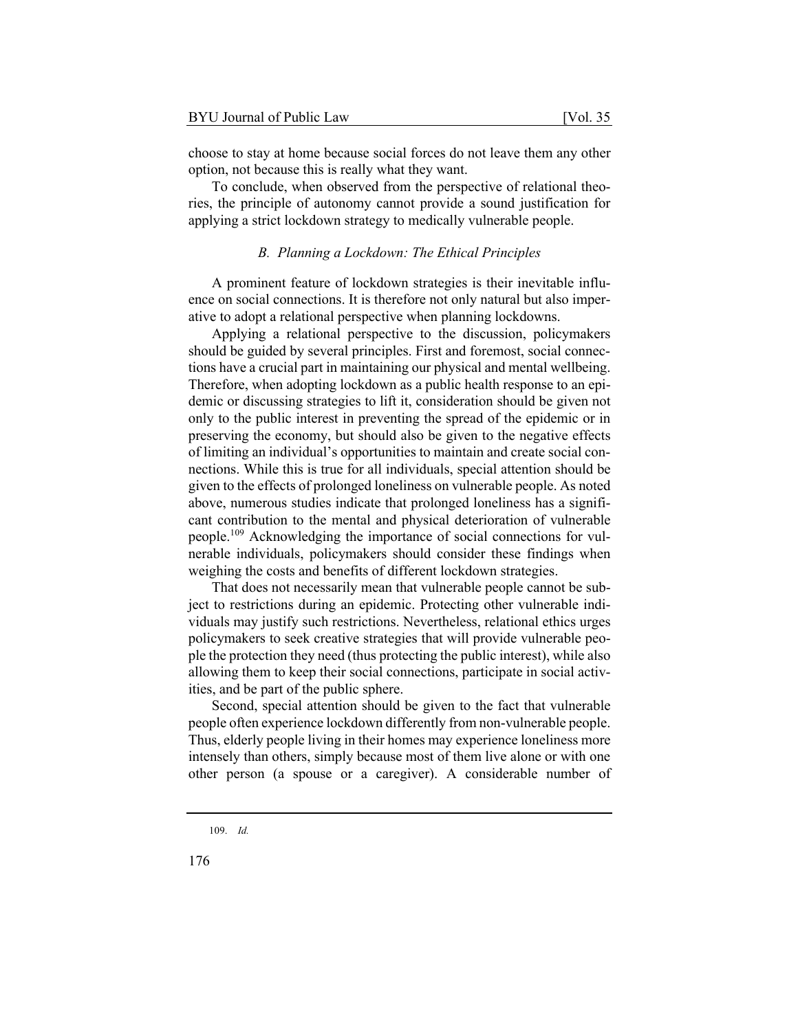choose to stay at home because social forces do not leave them any other option, not because this is really what they want.

To conclude, when observed from the perspective of relational theories, the principle of autonomy cannot provide a sound justification for applying a strict lockdown strategy to medically vulnerable people.

### *B. Planning a Lockdown: The Ethical Principles*

A prominent feature of lockdown strategies is their inevitable influence on social connections. It is therefore not only natural but also imperative to adopt a relational perspective when planning lockdowns.

Applying a relational perspective to the discussion, policymakers should be guided by several principles. First and foremost, social connections have a crucial part in maintaining our physical and mental wellbeing. Therefore, when adopting lockdown as a public health response to an epidemic or discussing strategies to lift it, consideration should be given not only to the public interest in preventing the spread of the epidemic or in preserving the economy, but should also be given to the negative effects of limiting an individual's opportunities to maintain and create social connections. While this is true for all individuals, special attention should be given to the effects of prolonged loneliness on vulnerable people. As noted above, numerous studies indicate that prolonged loneliness has a significant contribution to the mental and physical deterioration of vulnerable people.[109] Acknowledging the importance of social connections for vulnerable individuals, policymakers should consider these findings when weighing the costs and benefits of different lockdown strategies.

That does not necessarily mean that vulnerable people cannot be subject to restrictions during an epidemic. Protecting other vulnerable individuals may justify such restrictions. Nevertheless, relational ethics urges policymakers to seek creative strategies that will provide vulnerable people the protection they need (thus protecting the public interest), while also allowing them to keep their social connections, participate in social activities, and be part of the public sphere.

Second, special attention should be given to the fact that vulnerable people often experience lockdown differently from non-vulnerable people. Thus, elderly people living in their homes may experience loneliness more intensely than others, simply because most of them live alone or with one other person (a spouse or a caregiver). A considerable number of

109. *Id.*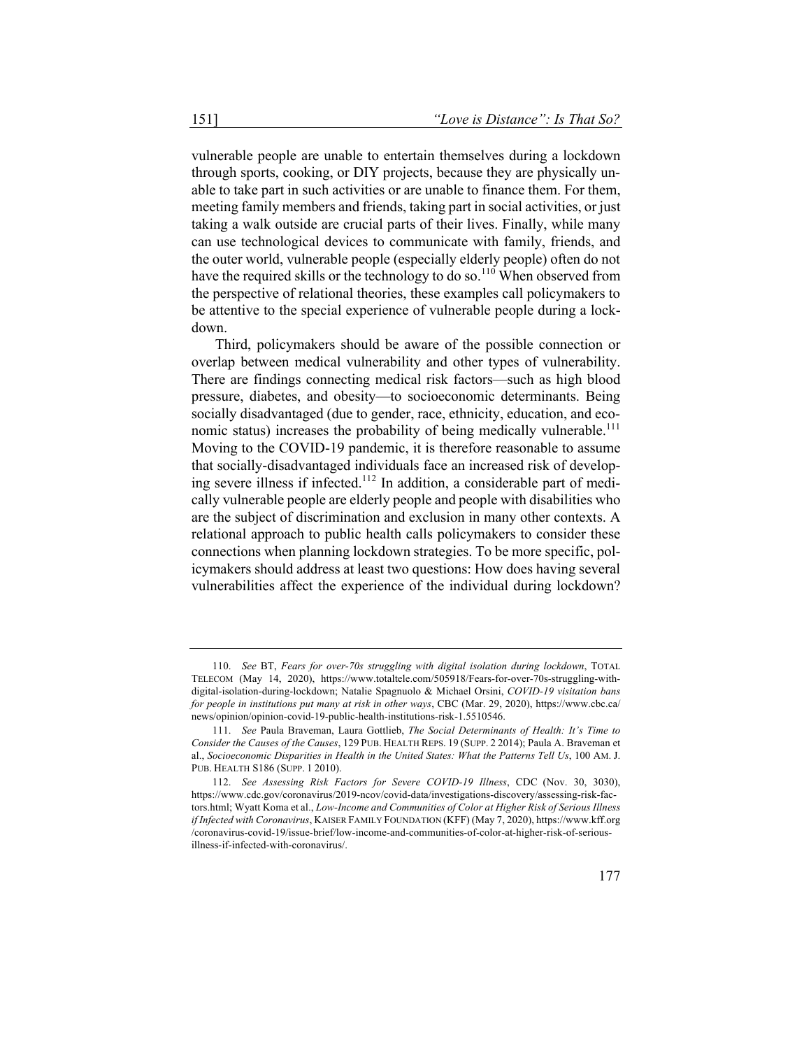vulnerable people are unable to entertain themselves during a lockdown through sports, cooking, or DIY projects, because they are physically unable to take part in such activities or are unable to finance them. For them, meeting family members and friends, taking part in social activities, or just taking a walk outside are crucial parts of their lives. Finally, while many can use technological devices to communicate with family, friends, and the outer world, vulnerable people (especially elderly people) often do not have the required skills or the technology to do so.[110] When observed from the perspective of relational theories, these examples call policymakers to be attentive to the special experience of vulnerable people during a lockdown.

Third, policymakers should be aware of the possible connection or overlap between medical vulnerability and other types of vulnerability. There are findings connecting medical risk factors—such as high blood pressure, diabetes, and obesity—to socioeconomic determinants. Being socially disadvantaged (due to gender, race, ethnicity, education, and economic status) increases the probability of being medically vulnerable.[111] Moving to the COVID-19 pandemic, it is therefore reasonable to assume that socially-disadvantaged individuals face an increased risk of developing severe illness if infected.[112] In addition, a considerable part of medically vulnerable people are elderly people and people with disabilities who are the subject of discrimination and exclusion in many other contexts. A relational approach to public health calls policymakers to consider these connections when planning lockdown strategies. To be more specific, policymakers should address at least two questions: How does having several vulnerabilities affect the experience of the individual during lockdown?

---

110. *See* BT, *Fears for over-70s struggling with digital isolation during lockdown*, TOTAL TELECOM (May 14, 2020), https://www.totaltele.com/505918/Fears-for-over-70s-struggling-with-digital-isolation-during-lockdown; Natalie Spagnuolo & Michael Orsini, *COVID-19 visitation bans for people in institutions put many at risk in other ways*, CBC (Mar. 29, 2020), https://www.cbc.ca/news/opinion/opinion-covid-19-public-health-institutions-risk-1.5510546.

111. *See* Paula Braveman, Laura Gottlieb, *The Social Determinants of Health: It's Time to Consider the Causes of the Causes*, 129 PUB. HEALTH REPS. 19 (SUPP. 2 2014); Paula A. Braveman et al., *Socioeconomic Disparities in Health in the United States: What the Patterns Tell Us*, 100 AM. J. PUB. HEALTH S186 (SUPP. 1 2010).

112. *See Assessing Risk Factors for Severe COVID-19 Illness*, CDC (Nov. 30, 3030), https://www.cdc.gov/coronavirus/2019-ncov/covid-data/investigations-discovery/assessing-risk-factors.html; Wyatt Koma et al., *Low-Income and Communities of Color at Higher Risk of Serious Illness if Infected with Coronavirus*, KAISER FAMILY FOUNDATION (KFF) (May 7, 2020), https://www.kff.org/coronavirus-covid-19/issue-brief/low-income-and-communities-of-color-at-higher-risk-of-serious-illness-if-infected-with-coronavirus/.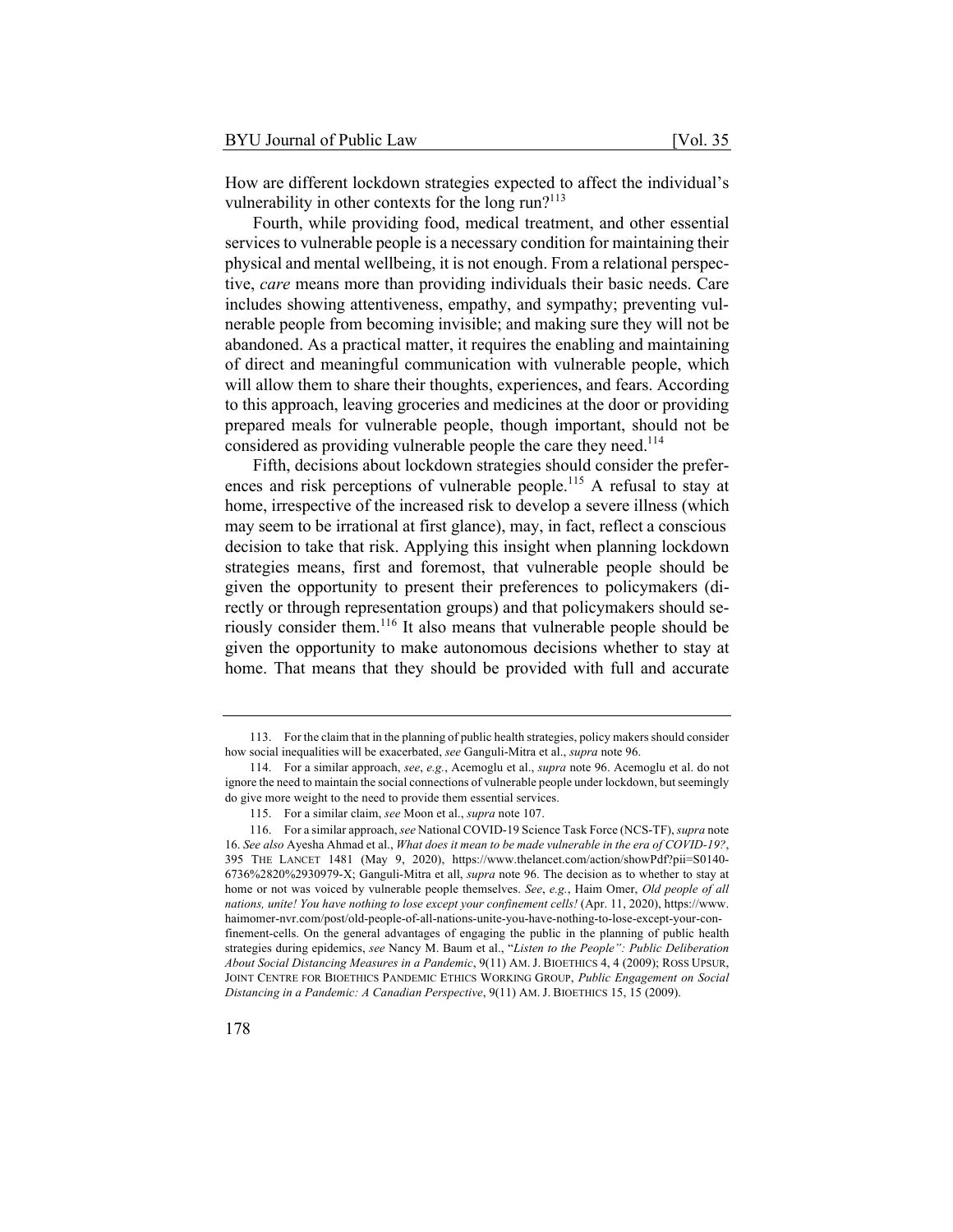How are different lockdown strategies expected to affect the individual's vulnerability in other contexts for the long run?[113]

Fourth, while providing food, medical treatment, and other essential services to vulnerable people is a necessary condition for maintaining their physical and mental wellbeing, it is not enough. From a relational perspective, *care* means more than providing individuals their basic needs. Care includes showing attentiveness, empathy, and sympathy; preventing vulnerable people from becoming invisible; and making sure they will not be abandoned. As a practical matter, it requires the enabling and maintaining of direct and meaningful communication with vulnerable people, which will allow them to share their thoughts, experiences, and fears. According to this approach, leaving groceries and medicines at the door or providing prepared meals for vulnerable people, though important, should not be considered as providing vulnerable people the care they need.[114]

Fifth, decisions about lockdown strategies should consider the preferences and risk perceptions of vulnerable people.[115] A refusal to stay at home, irrespective of the increased risk to develop a severe illness (which may seem to be irrational at first glance), may, in fact, reflect a conscious decision to take that risk. Applying this insight when planning lockdown strategies means, first and foremost, that vulnerable people should be given the opportunity to present their preferences to policymakers (directly or through representation groups) and that policymakers should seriously consider them.[116] It also means that vulnerable people should be given the opportunity to make autonomous decisions whether to stay at home. That means that they should be provided with full and accurate

---

113. For the claim that in the planning of public health strategies, policy makers should consider how social inequalities will be exacerbated, *see* Ganguli-Mitra et al., *supra* note 96.

114. For a similar approach, *see*, *e.g.*, Acemoglu et al., *supra* note 96. Acemoglu et al. do not ignore the need to maintain the social connections of vulnerable people under lockdown, but seemingly do give more weight to the need to provide them essential services.

115. For a similar claim, *see* Moon et al., *supra* note 107.

116. For a similar approach, *see* National COVID-19 Science Task Force (NCS-TF), *supra* note 16. *See also* Ayesha Ahmad et al., *What does it mean to be made vulnerable in the era of COVID-19?*, 395 THE LANCET 1481 (May 9, 2020), https://www.thelancet.com/action/showPdf?pii=S0140-6736%2820%2930979-X; Ganguli-Mitra et all, *supra* note 96. The decision as to whether to stay at home or not was voiced by vulnerable people themselves. *See*, *e.g.*, Haim Omer, *Old people of all nations, unite! You have nothing to lose except your confinement cells!* (Apr. 11, 2020), https://www.haimomer-nvr.com/post/old-people-of-all-nations-unite-you-have-nothing-to-lose-except-your-confinement-cells. On the general advantages of engaging the public in the planning of public health strategies during epidemics, *see* Nancy M. Baum et al., "*Listen to the People": Public Deliberation About Social Distancing Measures in a Pandemic*, 9(11) AM. J. BIOETHICS 4, 4 (2009); ROSS UPSUR, JOINT CENTRE FOR BIOETHICS PANDEMIC ETHICS WORKING GROUP, *Public Engagement on Social Distancing in a Pandemic: A Canadian Perspective*, 9(11) AM. J. BIOETHICS 15, 15 (2009).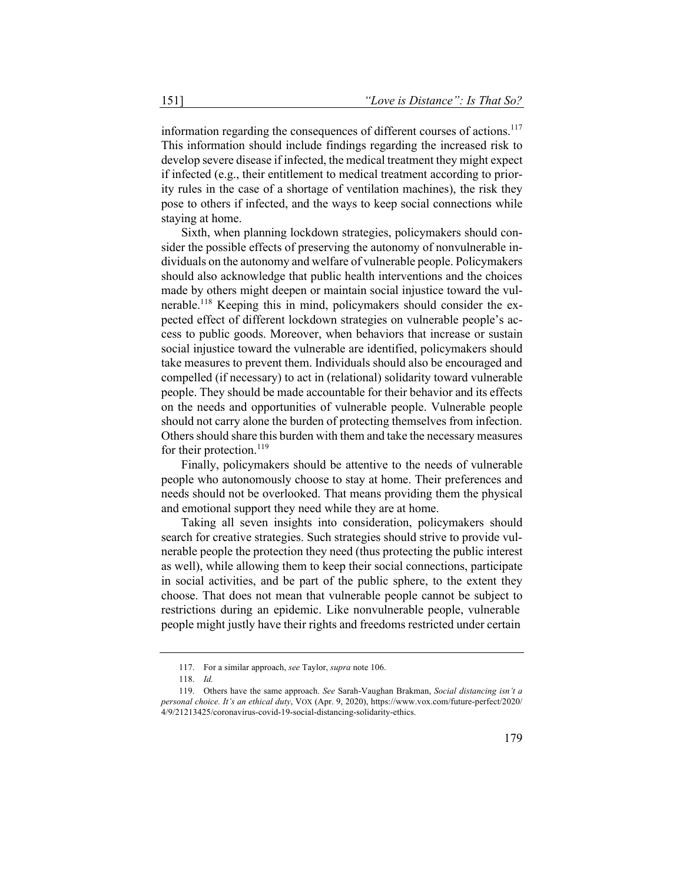information regarding the consequences of different courses of actions.[117] This information should include findings regarding the increased risk to develop severe disease if infected, the medical treatment they might expect if infected (e.g., their entitlement to medical treatment according to priority rules in the case of a shortage of ventilation machines), the risk they pose to others if infected, and the ways to keep social connections while staying at home.

Sixth, when planning lockdown strategies, policymakers should consider the possible effects of preserving the autonomy of nonvulnerable individuals on the autonomy and welfare of vulnerable people. Policymakers should also acknowledge that public health interventions and the choices made by others might deepen or maintain social injustice toward the vulnerable.[118] Keeping this in mind, policymakers should consider the expected effect of different lockdown strategies on vulnerable people's access to public goods. Moreover, when behaviors that increase or sustain social injustice toward the vulnerable are identified, policymakers should take measures to prevent them. Individuals should also be encouraged and compelled (if necessary) to act in (relational) solidarity toward vulnerable people. They should be made accountable for their behavior and its effects on the needs and opportunities of vulnerable people. Vulnerable people should not carry alone the burden of protecting themselves from infection. Others should share this burden with them and take the necessary measures for their protection.[119]

Finally, policymakers should be attentive to the needs of vulnerable people who autonomously choose to stay at home. Their preferences and needs should not be overlooked. That means providing them the physical and emotional support they need while they are at home.

Taking all seven insights into consideration, policymakers should search for creative strategies. Such strategies should strive to provide vulnerable people the protection they need (thus protecting the public interest as well), while allowing them to keep their social connections, participate in social activities, and be part of the public sphere, to the extent they choose. That does not mean that vulnerable people cannot be subject to restrictions during an epidemic. Like nonvulnerable people, vulnerable people might justly have their rights and freedoms restricted under certain

117. For a similar approach, *see* Taylor, *supra* note 106.

118. *Id.*

119. Others have the same approach. *See* Sarah-Vaughan Brakman, *Social distancing isn't a personal choice. It's an ethical duty*, VOX (Apr. 9, 2020), https://www.vox.com/future-perfect/2020/4/9/21213425/coronavirus-covid-19-social-distancing-solidarity-ethics.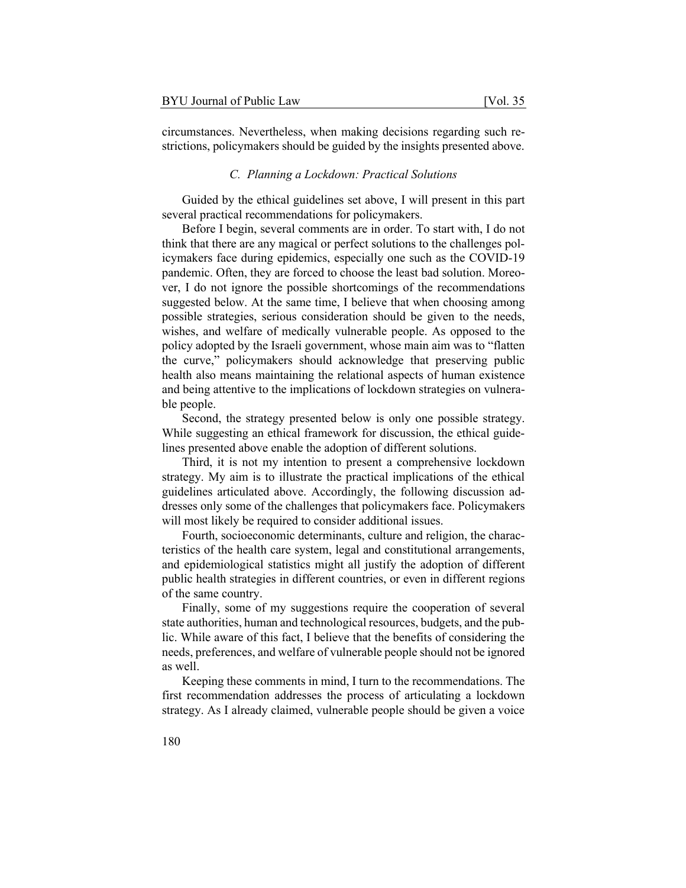circumstances. Nevertheless, when making decisions regarding such restrictions, policymakers should be guided by the insights presented above.

### *C. Planning a Lockdown: Practical Solutions*

Guided by the ethical guidelines set above, I will present in this part several practical recommendations for policymakers.

Before I begin, several comments are in order. To start with, I do not think that there are any magical or perfect solutions to the challenges policymakers face during epidemics, especially one such as the COVID-19 pandemic. Often, they are forced to choose the least bad solution. Moreover, I do not ignore the possible shortcomings of the recommendations suggested below. At the same time, I believe that when choosing among possible strategies, serious consideration should be given to the needs, wishes, and welfare of medically vulnerable people. As opposed to the policy adopted by the Israeli government, whose main aim was to "flatten the curve," policymakers should acknowledge that preserving public health also means maintaining the relational aspects of human existence and being attentive to the implications of lockdown strategies on vulnerable people.

Second, the strategy presented below is only one possible strategy. While suggesting an ethical framework for discussion, the ethical guidelines presented above enable the adoption of different solutions.

Third, it is not my intention to present a comprehensive lockdown strategy. My aim is to illustrate the practical implications of the ethical guidelines articulated above. Accordingly, the following discussion addresses only some of the challenges that policymakers face. Policymakers will most likely be required to consider additional issues.

Fourth, socioeconomic determinants, culture and religion, the characteristics of the health care system, legal and constitutional arrangements, and epidemiological statistics might all justify the adoption of different public health strategies in different countries, or even in different regions of the same country.

Finally, some of my suggestions require the cooperation of several state authorities, human and technological resources, budgets, and the public. While aware of this fact, I believe that the benefits of considering the needs, preferences, and welfare of vulnerable people should not be ignored as well.

Keeping these comments in mind, I turn to the recommendations. The first recommendation addresses the process of articulating a lockdown strategy. As I already claimed, vulnerable people should be given a voice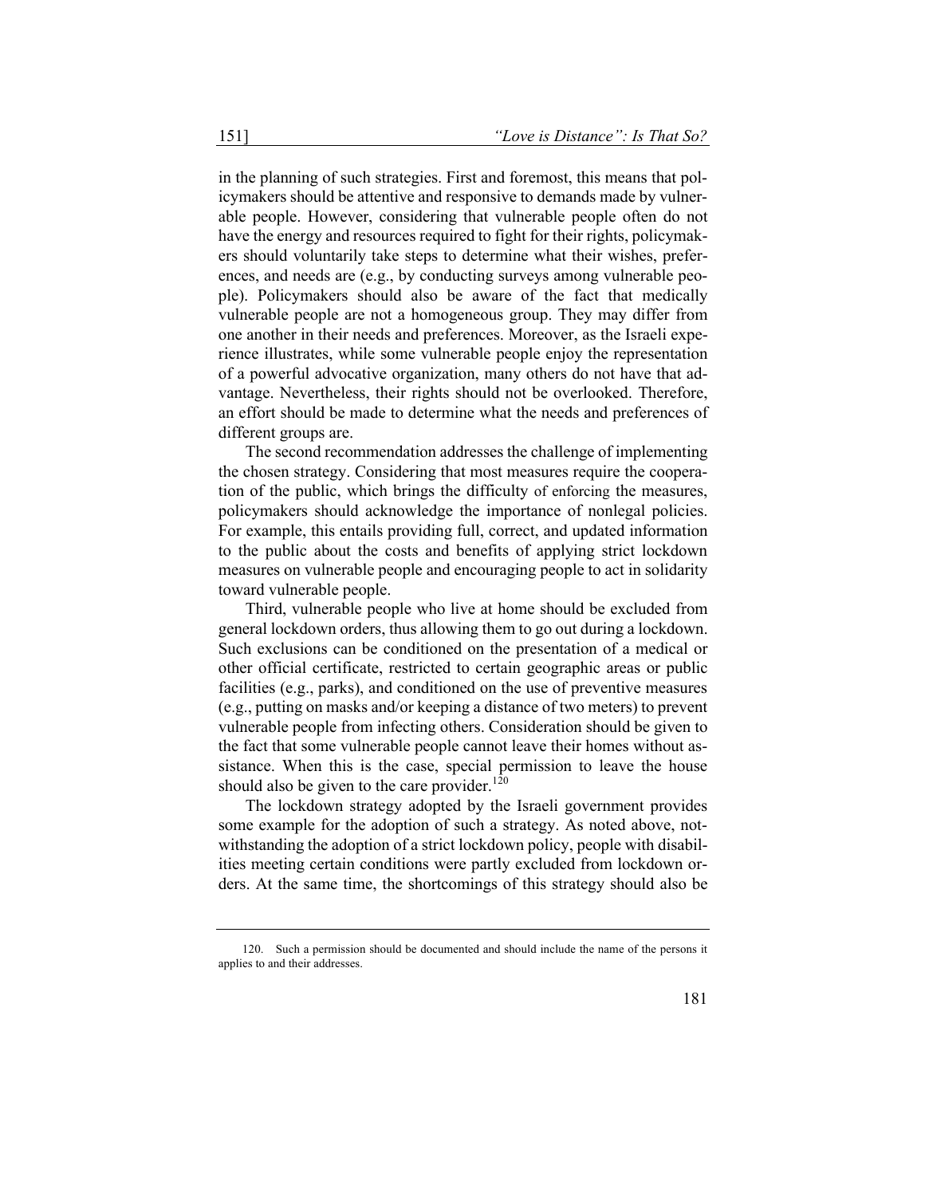in the planning of such strategies. First and foremost, this means that policymakers should be attentive and responsive to demands made by vulnerable people. However, considering that vulnerable people often do not have the energy and resources required to fight for their rights, policymakers should voluntarily take steps to determine what their wishes, preferences, and needs are (e.g., by conducting surveys among vulnerable people). Policymakers should also be aware of the fact that medically vulnerable people are not a homogeneous group. They may differ from one another in their needs and preferences. Moreover, as the Israeli experience illustrates, while some vulnerable people enjoy the representation of a powerful advocative organization, many others do not have that advantage. Nevertheless, their rights should not be overlooked. Therefore, an effort should be made to determine what the needs and preferences of different groups are.

The second recommendation addresses the challenge of implementing the chosen strategy. Considering that most measures require the cooperation of the public, which brings the difficulty of enforcing the measures, policymakers should acknowledge the importance of nonlegal policies. For example, this entails providing full, correct, and updated information to the public about the costs and benefits of applying strict lockdown measures on vulnerable people and encouraging people to act in solidarity toward vulnerable people.

Third, vulnerable people who live at home should be excluded from general lockdown orders, thus allowing them to go out during a lockdown. Such exclusions can be conditioned on the presentation of a medical or other official certificate, restricted to certain geographic areas or public facilities (e.g., parks), and conditioned on the use of preventive measures (e.g., putting on masks and/or keeping a distance of two meters) to prevent vulnerable people from infecting others. Consideration should be given to the fact that some vulnerable people cannot leave their homes without assistance. When this is the case, special permission to leave the house should also be given to the care provider.[120]

The lockdown strategy adopted by the Israeli government provides some example for the adoption of such a strategy. As noted above, notwithstanding the adoption of a strict lockdown policy, people with disabilities meeting certain conditions were partly excluded from lockdown orders. At the same time, the shortcomings of this strategy should also be

---

120. Such a permission should be documented and should include the name of the persons it applies to and their addresses.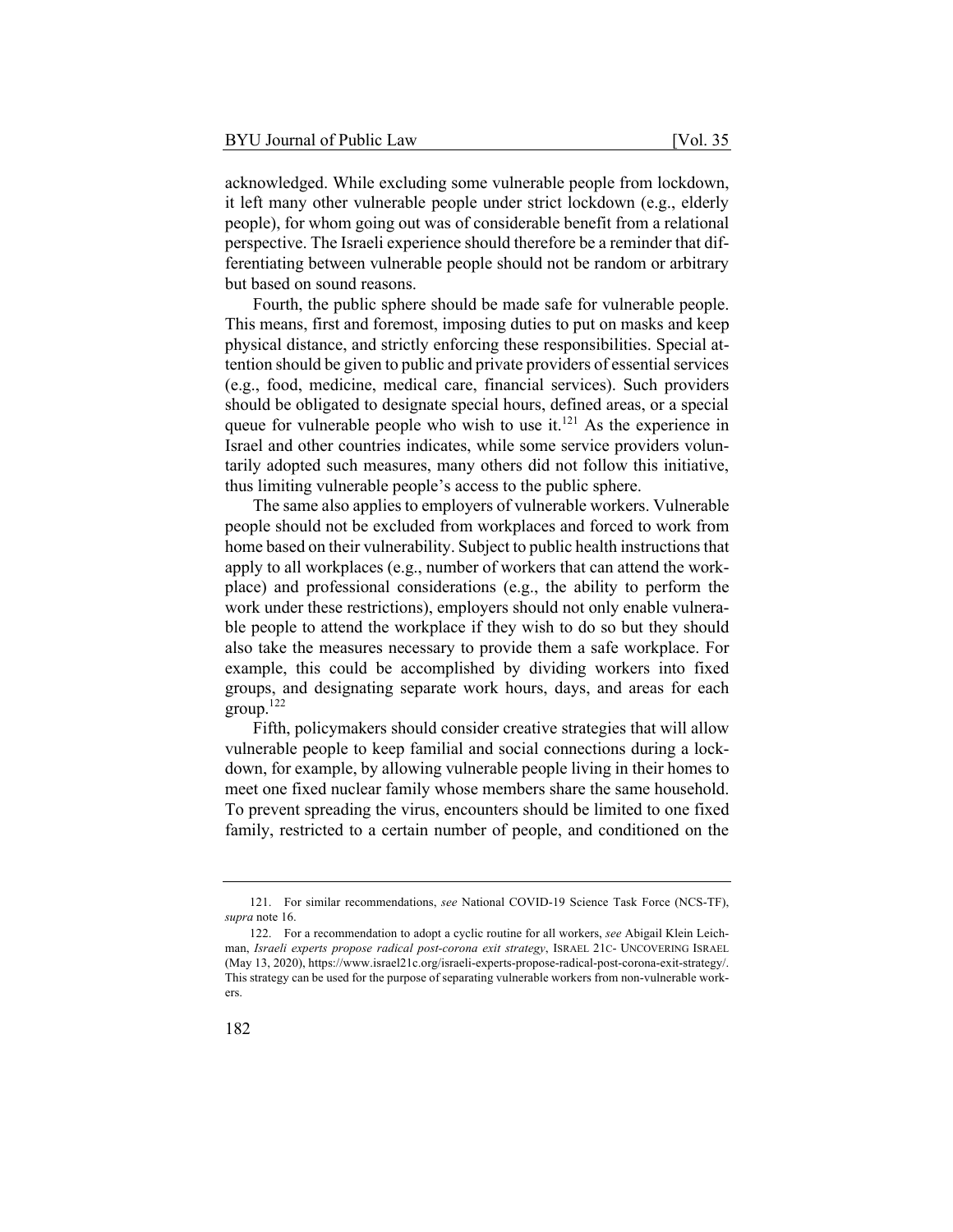acknowledged. While excluding some vulnerable people from lockdown, it left many other vulnerable people under strict lockdown (e.g., elderly people), for whom going out was of considerable benefit from a relational perspective. The Israeli experience should therefore be a reminder that differentiating between vulnerable people should not be random or arbitrary but based on sound reasons.

Fourth, the public sphere should be made safe for vulnerable people. This means, first and foremost, imposing duties to put on masks and keep physical distance, and strictly enforcing these responsibilities. Special attention should be given to public and private providers of essential services (e.g., food, medicine, medical care, financial services). Such providers should be obligated to designate special hours, defined areas, or a special queue for vulnerable people who wish to use it.[121] As the experience in Israel and other countries indicates, while some service providers voluntarily adopted such measures, many others did not follow this initiative, thus limiting vulnerable people's access to the public sphere.

The same also applies to employers of vulnerable workers. Vulnerable people should not be excluded from workplaces and forced to work from home based on their vulnerability. Subject to public health instructions that apply to all workplaces (e.g., number of workers that can attend the workplace) and professional considerations (e.g., the ability to perform the work under these restrictions), employers should not only enable vulnerable people to attend the workplace if they wish to do so but they should also take the measures necessary to provide them a safe workplace. For example, this could be accomplished by dividing workers into fixed groups, and designating separate work hours, days, and areas for each group.[122]

Fifth, policymakers should consider creative strategies that will allow vulnerable people to keep familial and social connections during a lockdown, for example, by allowing vulnerable people living in their homes to meet one fixed nuclear family whose members share the same household. To prevent spreading the virus, encounters should be limited to one fixed family, restricted to a certain number of people, and conditioned on the

---

121. For similar recommendations, *see* National COVID-19 Science Task Force (NCS-TF), *supra* note 16.

122. For a recommendation to adopt a cyclic routine for all workers, *see* Abigail Klein Leichman, *Israeli experts propose radical post-corona exit strategy*, ISRAEL 21C- UNCOVERING ISRAEL (May 13, 2020), https://www.israel21c.org/israeli-experts-propose-radical-post-corona-exit-strategy/. This strategy can be used for the purpose of separating vulnerable workers from non-vulnerable workers.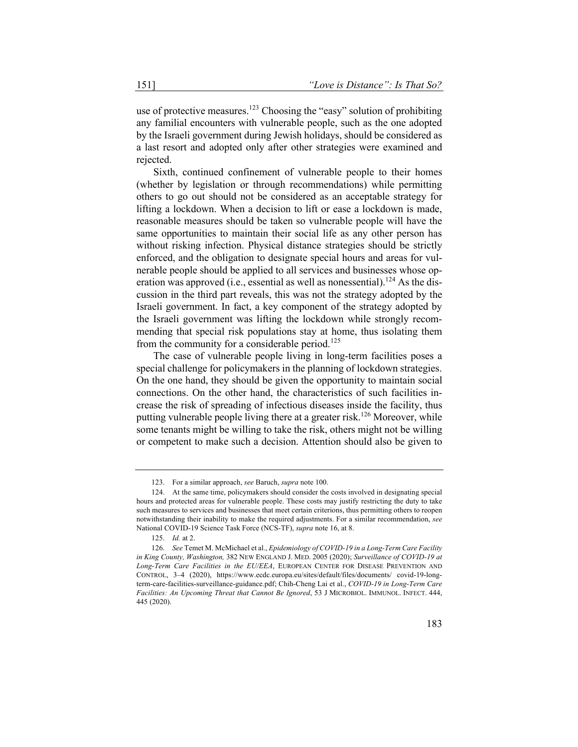use of protective measures.[123] Choosing the "easy" solution of prohibiting any familial encounters with vulnerable people, such as the one adopted by the Israeli government during Jewish holidays, should be considered as a last resort and adopted only after other strategies were examined and rejected.

Sixth, continued confinement of vulnerable people to their homes (whether by legislation or through recommendations) while permitting others to go out should not be considered as an acceptable strategy for lifting a lockdown. When a decision to lift or ease a lockdown is made, reasonable measures should be taken so vulnerable people will have the same opportunities to maintain their social life as any other person has without risking infection. Physical distance strategies should be strictly enforced, and the obligation to designate special hours and areas for vulnerable people should be applied to all services and businesses whose operation was approved (i.e., essential as well as nonessential).[124] As the discussion in the third part reveals, this was not the strategy adopted by the Israeli government. In fact, a key component of the strategy adopted by the Israeli government was lifting the lockdown while strongly recommending that special risk populations stay at home, thus isolating them from the community for a considerable period.[125]

The case of vulnerable people living in long-term facilities poses a special challenge for policymakers in the planning of lockdown strategies. On the one hand, they should be given the opportunity to maintain social connections. On the other hand, the characteristics of such facilities increase the risk of spreading of infectious diseases inside the facility, thus putting vulnerable people living there at a greater risk.[126] Moreover, while some tenants might be willing to take the risk, others might not be willing or competent to make such a decision. Attention should also be given to

---

123. For a similar approach, *see* Baruch, *supra* note 100.

124. At the same time, policymakers should consider the costs involved in designating special hours and protected areas for vulnerable people. These costs may justify restricting the duty to take such measures to services and businesses that meet certain criterions, thus permitting others to reopen notwithstanding their inability to make the required adjustments. For a similar recommendation, *see* National COVID-19 Science Task Force (NCS-TF), *supra* note 16, at 8.

125. *Id.* at 2.

126. *See* Temet M. McMichael et al., *Epidemiology of COVID-19 in a Long-Term Care Facility in King County, Washington,* 382 NEW ENGLAND J. MED. 2005 (2020); *Surveillance of COVID-19 at Long-Term Care Facilities in the EU/EEA*, EUROPEAN CENTER FOR DISEASE PREVENTION AND CONTROL, 3–4 (2020), https://www.ecdc.europa.eu/sites/default/files/documents/ covid-19-long-term-care-facilities-surveillance-guidance.pdf; Chih-Cheng Lai et al., *COVID-19 in Long-Term Care Facilities: An Upcoming Threat that Cannot Be Ignored*, 53 J MICROBIOL. IMMUNOL. INFECT. 444, 445 (2020).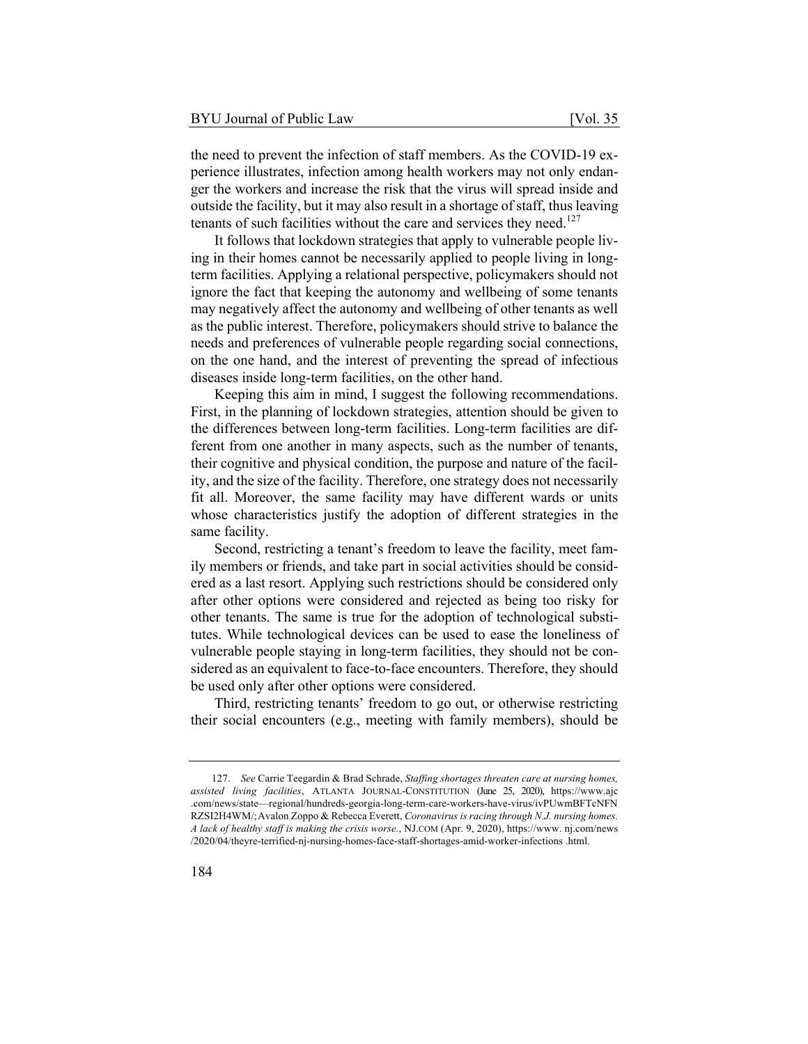the need to prevent the infection of staff members. As the COVID-19 experience illustrates, infection among health workers may not only endanger the workers and increase the risk that the virus will spread inside and outside the facility, but it may also result in a shortage of staff, thus leaving tenants of such facilities without the care and services they need.[127]

It follows that lockdown strategies that apply to vulnerable people living in their homes cannot be necessarily applied to people living in long-term facilities. Applying a relational perspective, policymakers should not ignore the fact that keeping the autonomy and wellbeing of some tenants may negatively affect the autonomy and wellbeing of other tenants as well as the public interest. Therefore, policymakers should strive to balance the needs and preferences of vulnerable people regarding social connections, on the one hand, and the interest of preventing the spread of infectious diseases inside long-term facilities, on the other hand.

Keeping this aim in mind, I suggest the following recommendations. First, in the planning of lockdown strategies, attention should be given to the differences between long-term facilities. Long-term facilities are different from one another in many aspects, such as the number of tenants, their cognitive and physical condition, the purpose and nature of the facility, and the size of the facility. Therefore, one strategy does not necessarily fit all. Moreover, the same facility may have different wards or units whose characteristics justify the adoption of different strategies in the same facility.

Second, restricting a tenant's freedom to leave the facility, meet family members or friends, and take part in social activities should be considered as a last resort. Applying such restrictions should be considered only after other options were considered and rejected as being too risky for other tenants. The same is true for the adoption of technological substitutes. While technological devices can be used to ease the loneliness of vulnerable people staying in long-term facilities, they should not be considered as an equivalent to face-to-face encounters. Therefore, they should be used only after other options were considered.

Third, restricting tenants' freedom to go out, or otherwise restricting their social encounters (e.g., meeting with family members), should be

---

127. *See* Carrie Teegardin & Brad Schrade, *Staffing shortages threaten care at nursing homes, assisted living facilities*, ATLANTA JOURNAL-CONSTITUTION (June 25, 2020), https://www.ajc.com/news/state—regional/hundreds-georgia-long-term-care-workers-have-virus/ivPUwmBFTcNFNRZSI2H4WM/; Avalon Zoppo & Rebecca Everett, *Coronavirus is racing through N.J. nursing homes. A lack of healthy staff is making the crisis worse.*, NJ.COM (Apr. 9, 2020), https://www.nj.com/news/2020/04/theyre-terrified-nj-nursing-homes-face-staff-shortages-amid-worker-infections.html.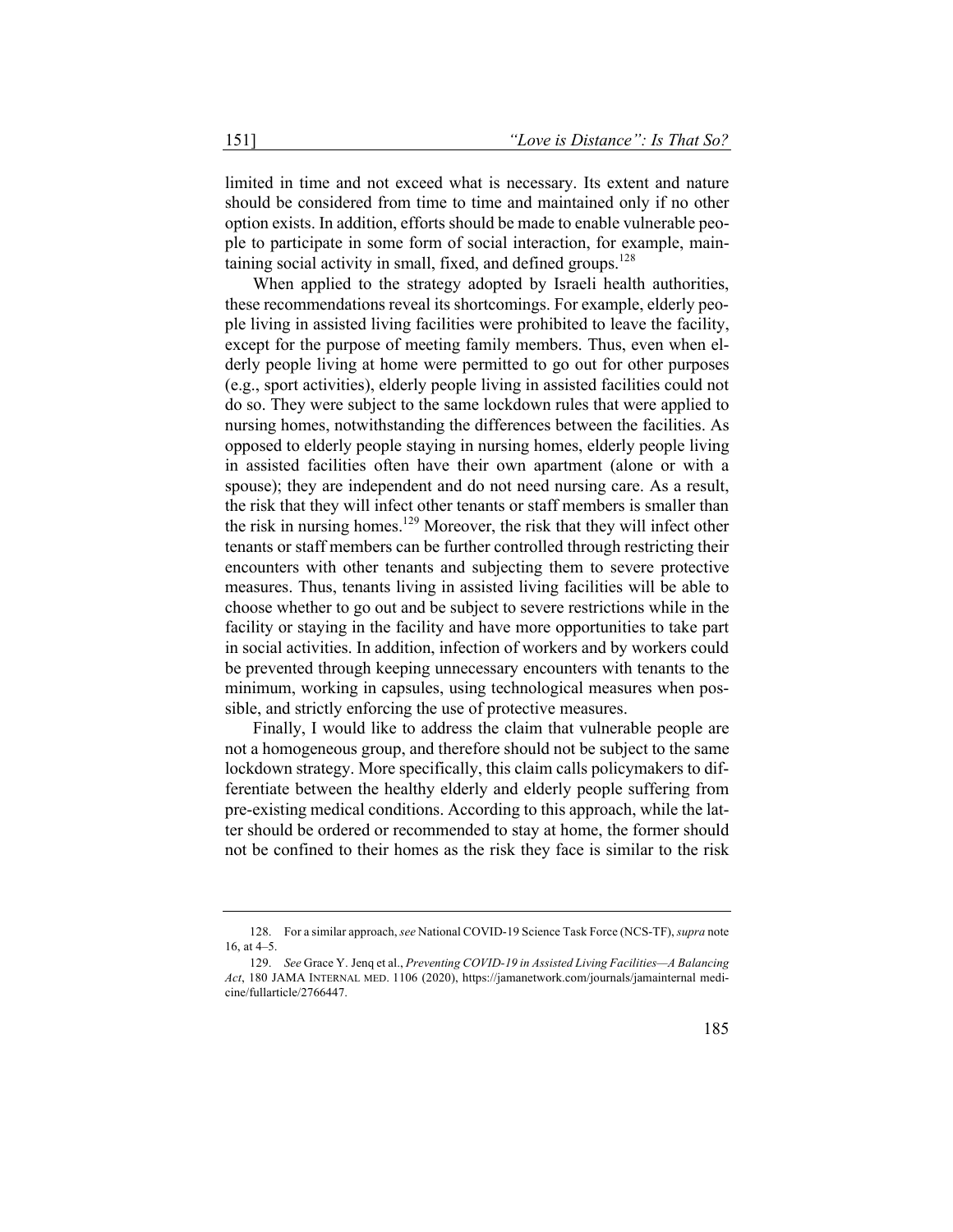limited in time and not exceed what is necessary. Its extent and nature should be considered from time to time and maintained only if no other option exists. In addition, efforts should be made to enable vulnerable people to participate in some form of social interaction, for example, maintaining social activity in small, fixed, and defined groups.[128]

When applied to the strategy adopted by Israeli health authorities, these recommendations reveal its shortcomings. For example, elderly people living in assisted living facilities were prohibited to leave the facility, except for the purpose of meeting family members. Thus, even when elderly people living at home were permitted to go out for other purposes (e.g., sport activities), elderly people living in assisted facilities could not do so. They were subject to the same lockdown rules that were applied to nursing homes, notwithstanding the differences between the facilities. As opposed to elderly people staying in nursing homes, elderly people living in assisted facilities often have their own apartment (alone or with a spouse); they are independent and do not need nursing care. As a result, the risk that they will infect other tenants or staff members is smaller than the risk in nursing homes.[129] Moreover, the risk that they will infect other tenants or staff members can be further controlled through restricting their encounters with other tenants and subjecting them to severe protective measures. Thus, tenants living in assisted living facilities will be able to choose whether to go out and be subject to severe restrictions while in the facility or staying in the facility and have more opportunities to take part in social activities. In addition, infection of workers and by workers could be prevented through keeping unnecessary encounters with tenants to the minimum, working in capsules, using technological measures when possible, and strictly enforcing the use of protective measures.

Finally, I would like to address the claim that vulnerable people are not a homogeneous group, and therefore should not be subject to the same lockdown strategy. More specifically, this claim calls policymakers to differentiate between the healthy elderly and elderly people suffering from pre-existing medical conditions. According to this approach, while the latter should be ordered or recommended to stay at home, the former should not be confined to their homes as the risk they face is similar to the risk

---

128. For a similar approach, *see* National COVID-19 Science Task Force (NCS-TF), *supra* note 16, at 4–5.

129. *See* Grace Y. Jenq et al., *Preventing COVID-19 in Assisted Living Facilities—A Balancing Act*, 180 JAMA INTERNAL MED. 1106 (2020), https://jamanetwork.com/journals/jamainternal medicine/fullarticle/2766447.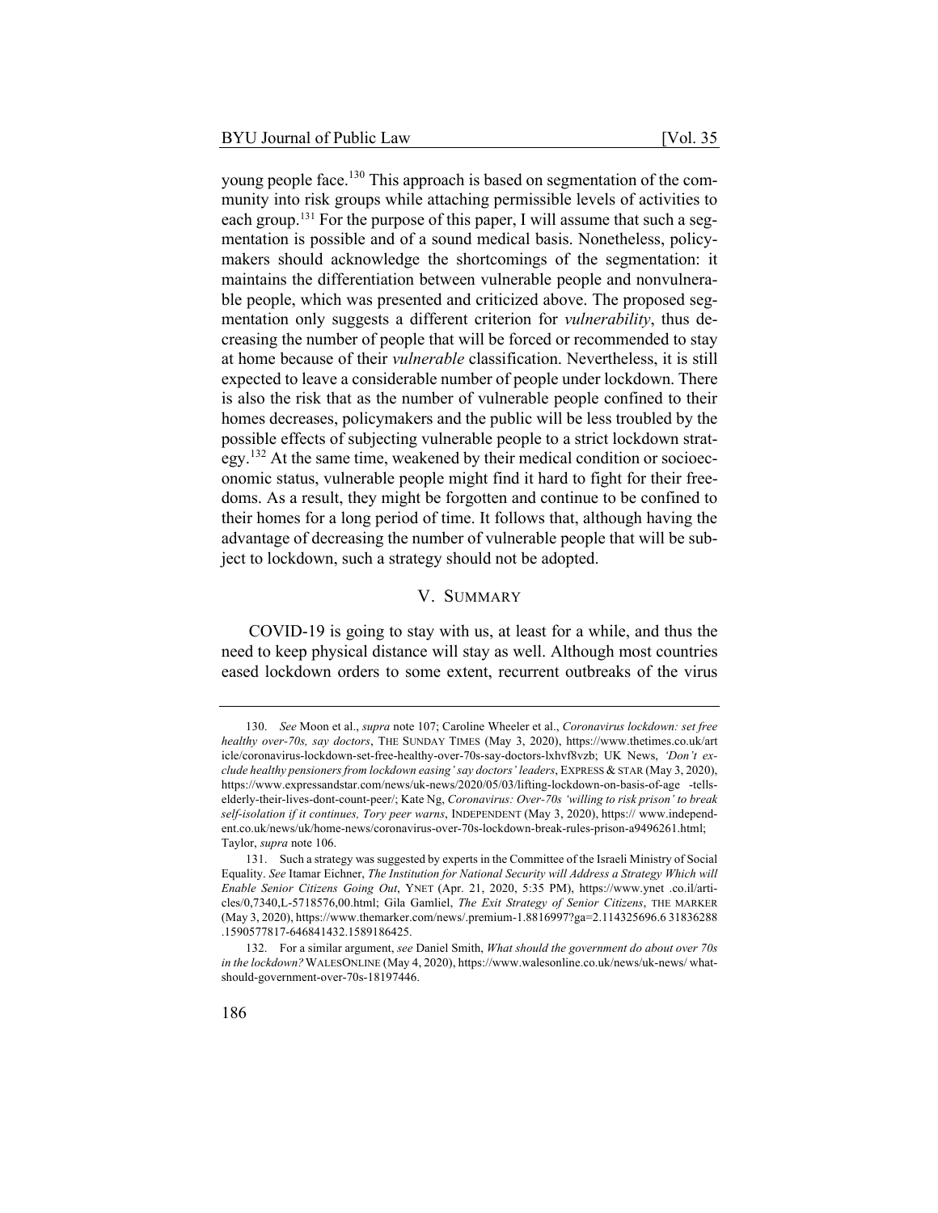young people face.[130] This approach is based on segmentation of the community into risk groups while attaching permissible levels of activities to each group.[131] For the purpose of this paper, I will assume that such a segmentation is possible and of a sound medical basis. Nonetheless, policymakers should acknowledge the shortcomings of the segmentation: it maintains the differentiation between vulnerable people and nonvulnerable people, which was presented and criticized above. The proposed segmentation only suggests a different criterion for *vulnerability*, thus decreasing the number of people that will be forced or recommended to stay at home because of their *vulnerable* classification. Nevertheless, it is still expected to leave a considerable number of people under lockdown. There is also the risk that as the number of vulnerable people confined to their homes decreases, policymakers and the public will be less troubled by the possible effects of subjecting vulnerable people to a strict lockdown strategy.[132] At the same time, weakened by their medical condition or socioeconomic status, vulnerable people might find it hard to fight for their freedoms. As a result, they might be forgotten and continue to be confined to their homes for a long period of time. It follows that, although having the advantage of decreasing the number of vulnerable people that will be subject to lockdown, such a strategy should not be adopted.

## V. SUMMARY

COVID-19 is going to stay with us, at least for a while, and thus the need to keep physical distance will stay as well. Although most countries eased lockdown orders to some extent, recurrent outbreaks of the virus

---

130. *See* Moon et al., *supra* note 107; Caroline Wheeler et al., *Coronavirus lockdown: set free healthy over-70s, say doctors*, THE SUNDAY TIMES (May 3, 2020), https://www.thetimes.co.uk/article/coronavirus-lockdown-set-free-healthy-over-70s-say-doctors-lxhvf8vzb; UK News, *'Don't exclude healthy pensioners from lockdown easing' say doctors' leaders*, EXPRESS & STAR (May 3, 2020), https://www.expressandstar.com/news/uk-news/2020/05/03/lifting-lockdown-on-basis-of-age -tells-elderly-their-lives-dont-count-peer/; Kate Ng, *Coronavirus: Over-70s 'willing to risk prison' to break self-isolation if it continues, Tory peer warns*, INDEPENDENT (May 3, 2020), https:// www.independent.co.uk/news/uk/home-news/coronavirus-over-70s-lockdown-break-rules-prison-a9496261.html; Taylor, *supra* note 106.

131. Such a strategy was suggested by experts in the Committee of the Israeli Ministry of Social Equality. *See* Itamar Eichner, *The Institution for National Security will Address a Strategy Which will Enable Senior Citizens Going Out*, YNET (Apr. 21, 2020, 5:35 PM), https://www.ynet .co.il/articles/0,7340,L-5718576,00.html; Gila Gamliel, *The Exit Strategy of Senior Citizens*, THE MARKER (May 3, 2020), https://www.themarker.com/news/.premium-1.8816997?ga=2.114325696.6 31836288 .1590577817-646841432.1589186425.

132. For a similar argument, *see* Daniel Smith, *What should the government do about over 70s in the lockdown?* WALESONLINE (May 4, 2020), https://www.walesonline.co.uk/news/uk-news/ what-should-government-over-70s-18197446.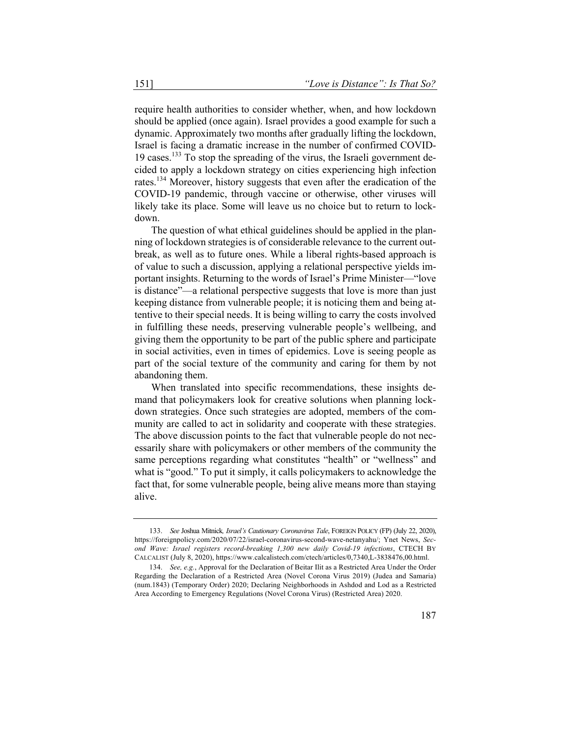require health authorities to consider whether, when, and how lockdown should be applied (once again). Israel provides a good example for such a dynamic. Approximately two months after gradually lifting the lockdown, Israel is facing a dramatic increase in the number of confirmed COVID-19 cases.[133] To stop the spreading of the virus, the Israeli government decided to apply a lockdown strategy on cities experiencing high infection rates.[134] Moreover, history suggests that even after the eradication of the COVID-19 pandemic, through vaccine or otherwise, other viruses will likely take its place. Some will leave us no choice but to return to lockdown.

The question of what ethical guidelines should be applied in the planning of lockdown strategies is of considerable relevance to the current outbreak, as well as to future ones. While a liberal rights-based approach is of value to such a discussion, applying a relational perspective yields important insights. Returning to the words of Israel's Prime Minister—"love is distance"—a relational perspective suggests that love is more than just keeping distance from vulnerable people; it is noticing them and being attentive to their special needs. It is being willing to carry the costs involved in fulfilling these needs, preserving vulnerable people's wellbeing, and giving them the opportunity to be part of the public sphere and participate in social activities, even in times of epidemics. Love is seeing people as part of the social texture of the community and caring for them by not abandoning them.

When translated into specific recommendations, these insights demand that policymakers look for creative solutions when planning lockdown strategies. Once such strategies are adopted, members of the community are called to act in solidarity and cooperate with these strategies. The above discussion points to the fact that vulnerable people do not necessarily share with policymakers or other members of the community the same perceptions regarding what constitutes "health" or "wellness" and what is "good." To put it simply, it calls policymakers to acknowledge the fact that, for some vulnerable people, being alive means more than staying alive.

---

133. *See* Joshua Mitnick*, Israel's Cautionary Coronavirus Tale*, FOREIGN POLICY (FP) (July 22, 2020), https://foreignpolicy.com/2020/07/22/israel-coronavirus-second-wave-netanyahu/; Ynet News, *Second Wave: Israel registers record-breaking 1,300 new daily Covid-19 infections*, CTECH BY CALCALIST (July 8, 2020), https://www.calcalistech.com/ctech/articles/0,7340,L-3838476,00.html.

134. *See, e.g.*, Approval for the Declaration of Beitar Ilit as a Restricted Area Under the Order Regarding the Declaration of a Restricted Area (Novel Corona Virus 2019) (Judea and Samaria) (num.1843) (Temporary Order) 2020; Declaring Neighborhoods in Ashdod and Lod as a Restricted Area According to Emergency Regulations (Novel Corona Virus) (Restricted Area) 2020.